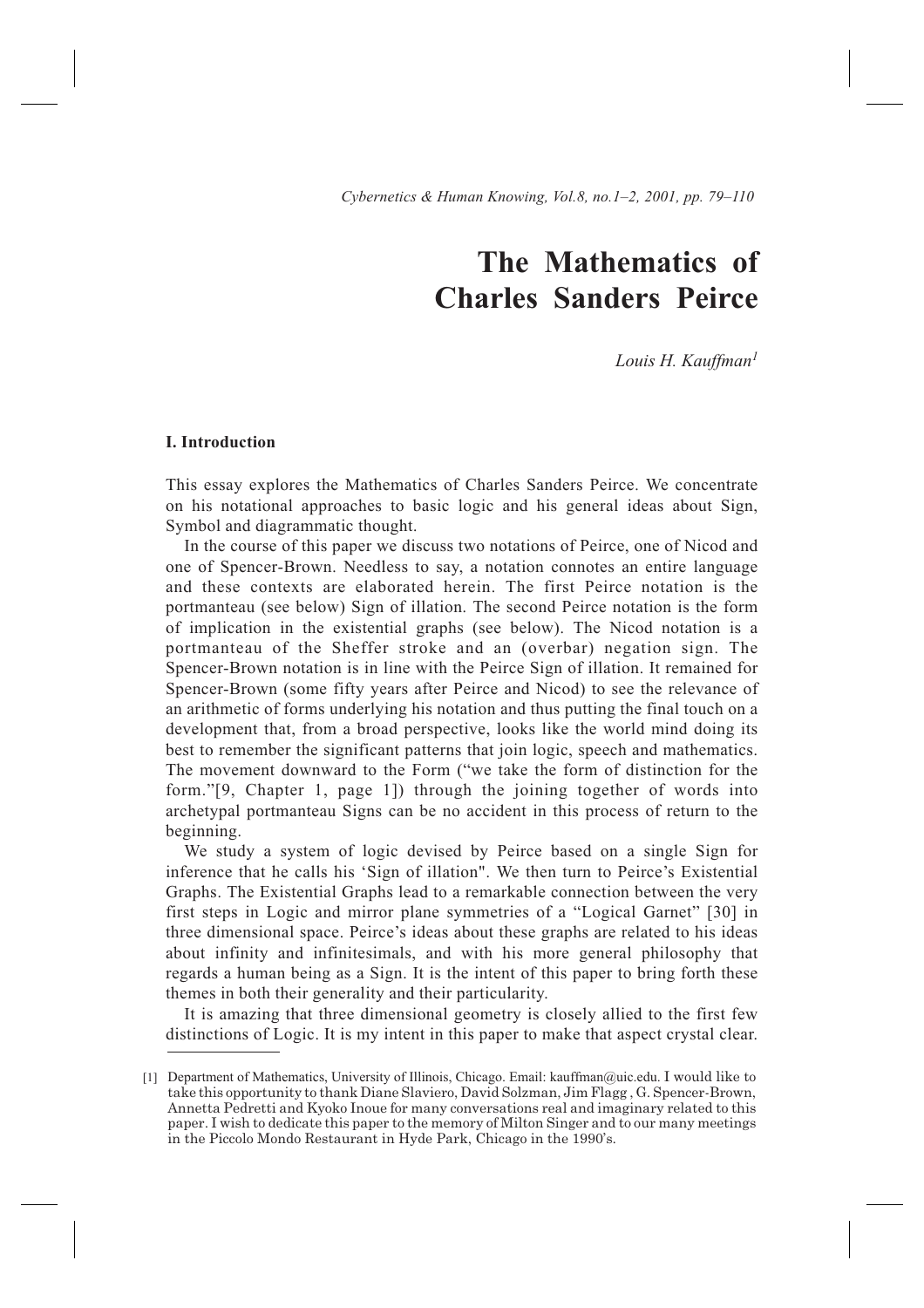# The Mathematics of Charles Sanders Peirce

*Louis H. Kauffman*[1]

## I. Introduction

This essay explores the Mathematics of Charles Sanders Peirce. We concentrate on his notational approaches to basic logic and his general ideas about Sign, Symbol and diagrammatic thought.

In the course of this paper we discuss two notations of Peirce, one of Nicod and one of Spencer-Brown. Needless to say, a notation connotes an entire language and these contexts are elaborated herein. The first Peirce notation is the portmanteau (see below) Sign of illation. The second Peirce notation is the form of implication in the existential graphs (see below). The Nicod notation is a portmanteau of the Sheffer stroke and an (overbar) negation sign. The Spencer-Brown notation is in line with the Peirce Sign of illation. It remained for Spencer-Brown (some fifty years after Peirce and Nicod) to see the relevance of an arithmetic of forms underlying his notation and thus putting the final touch on a development that, from a broad perspective, looks like the world mind doing its best to remember the significant patterns that join logic, speech and mathematics. The movement downward to the Form ("we take the form of distinction for the form."[9, Chapter 1, page 1]) through the joining together of words into archetypal portmanteau Signs can be no accident in this process of return to the beginning.

We study a system of logic devised by Peirce based on a single Sign for inference that he calls his 'Sign of illation". We then turn to Peirce's Existential Graphs. The Existential Graphs lead to a remarkable connection between the very first steps in Logic and mirror plane symmetries of a "Logical Garnet" [30] in three dimensional space. Peirce's ideas about these graphs are related to his ideas about infinity and infinitesimals, and with his more general philosophy that regards a human being as a Sign. It is the intent of this paper to bring forth these themes in both their generality and their particularity.

It is amazing that three dimensional geometry is closely allied to the first few distinctions of Logic. It is my intent in this paper to make that aspect crystal clear.

[1] Department of Mathematics, University of Illinois, Chicago. Email: kauffman@uic.edu. I would like to take this opportunity to thank Diane Slaviero, David Solzman, Jim Flagg , G. Spencer-Brown, Annetta Pedretti and Kyoko Inoue for many conversations real and imaginary related to this paper. I wish to dedicate this paper to the memory of Milton Singer and to our many meetings in the Piccolo Mondo Restaurant in Hyde Park, Chicago in the 1990's.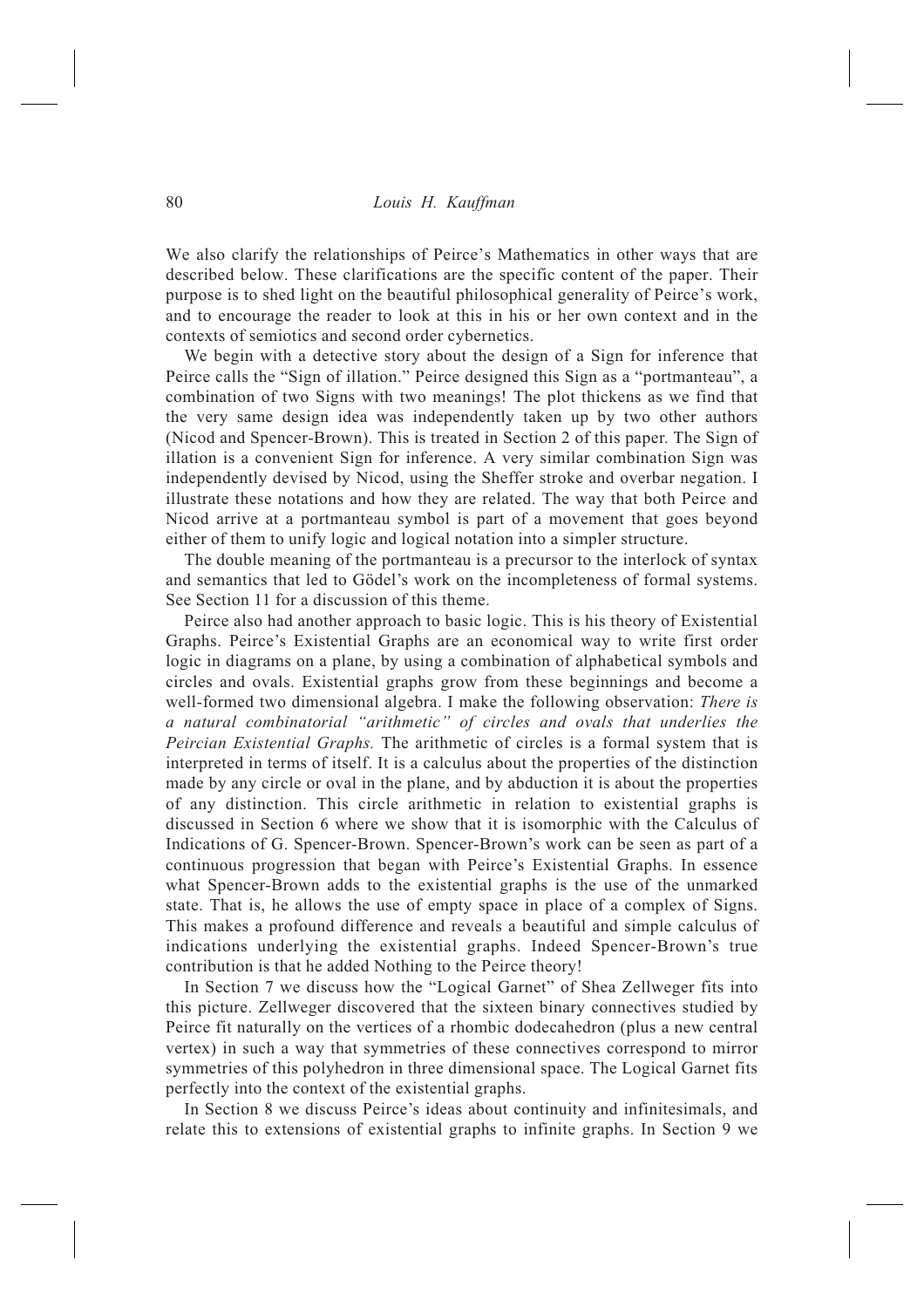We also clarify the relationships of Peirce's Mathematics in other ways that are described below. These clarifications are the specific content of the paper. Their purpose is to shed light on the beautiful philosophical generality of Peirce's work, and to encourage the reader to look at this in his or her own context and in the contexts of semiotics and second order cybernetics.

We begin with a detective story about the design of a Sign for inference that Peirce calls the "Sign of illation." Peirce designed this Sign as a "portmanteau", a combination of two Signs with two meanings! The plot thickens as we find that the very same design idea was independently taken up by two other authors (Nicod and Spencer-Brown). This is treated in Section 2 of this paper. The Sign of illation is a convenient Sign for inference. A very similar combination Sign was independently devised by Nicod, using the Sheffer stroke and overbar negation. I illustrate these notations and how they are related. The way that both Peirce and Nicod arrive at a portmanteau symbol is part of a movement that goes beyond either of them to unify logic and logical notation into a simpler structure.

The double meaning of the portmanteau is a precursor to the interlock of syntax and semantics that led to Gödel's work on the incompleteness of formal systems. See Section 11 for a discussion of this theme.

Peirce also had another approach to basic logic. This is his theory of Existential Graphs. Peirce's Existential Graphs are an economical way to write first order logic in diagrams on a plane, by using a combination of alphabetical symbols and circles and ovals. Existential graphs grow from these beginnings and become a well-formed two dimensional algebra. I make the following observation: *There is a natural combinatorial "arithmetic" of circles and ovals that underlies the Peircian Existential Graphs.* The arithmetic of circles is a formal system that is interpreted in terms of itself. It is a calculus about the properties of the distinction made by any circle or oval in the plane, and by abduction it is about the properties of any distinction. This circle arithmetic in relation to existential graphs is discussed in Section 6 where we show that it is isomorphic with the Calculus of Indications of G. Spencer-Brown. Spencer-Brown's work can be seen as part of a continuous progression that began with Peirce's Existential Graphs. In essence what Spencer-Brown adds to the existential graphs is the use of the unmarked state. That is, he allows the use of empty space in place of a complex of Signs. This makes a profound difference and reveals a beautiful and simple calculus of indications underlying the existential graphs. Indeed Spencer-Brown's true contribution is that he added Nothing to the Peirce theory!

In Section 7 we discuss how the "Logical Garnet" of Shea Zellweger fits into this picture. Zellweger discovered that the sixteen binary connectives studied by Peirce fit naturally on the vertices of a rhombic dodecahedron (plus a new central vertex) in such a way that symmetries of these connectives correspond to mirror symmetries of this polyhedron in three dimensional space. The Logical Garnet fits perfectly into the context of the existential graphs.

In Section 8 we discuss Peirce's ideas about continuity and infinitesimals, and relate this to extensions of existential graphs to infinite graphs. In Section 9 we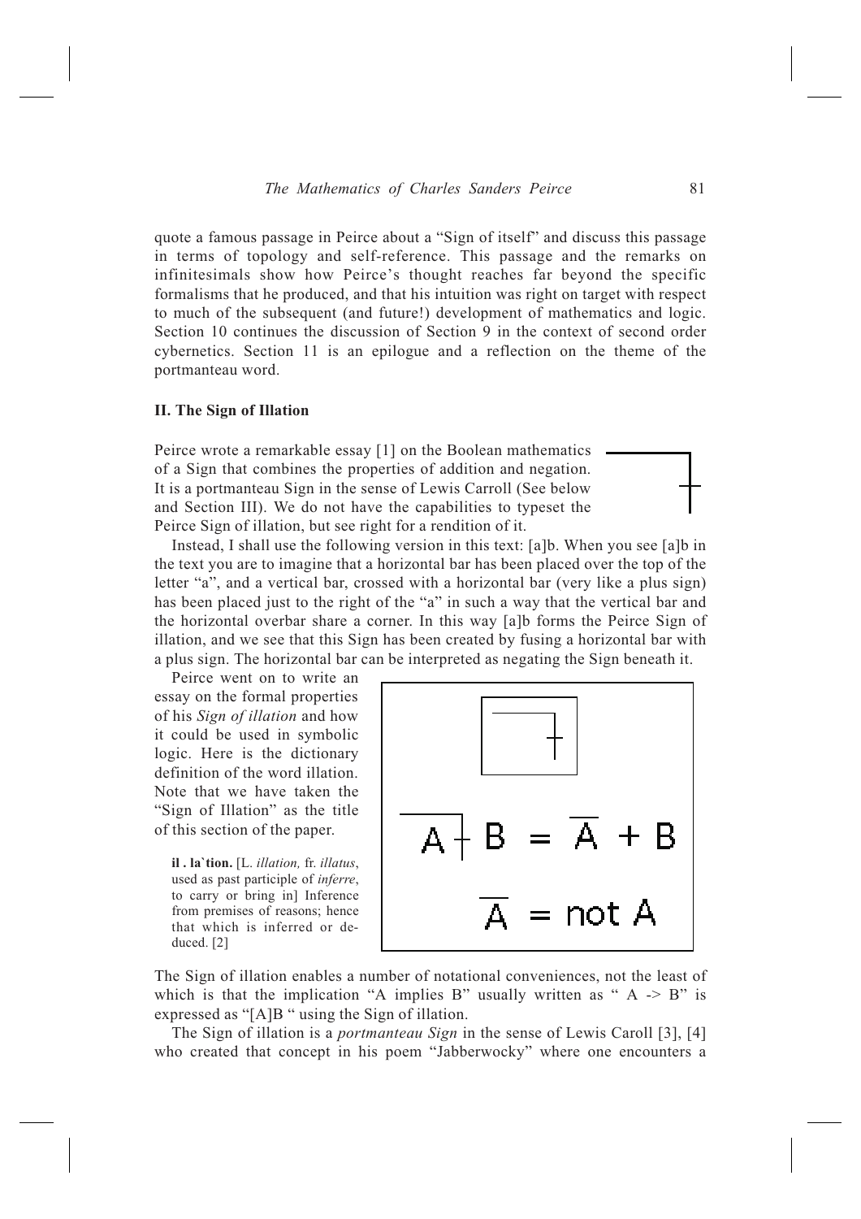quote a famous passage in Peirce about a "Sign of itself" and discuss this passage in terms of topology and self-reference. This passage and the remarks on infinitesimals show how Peirce's thought reaches far beyond the specific formalisms that he produced, and that his intuition was right on target with respect to much of the subsequent (and future!) development of mathematics and logic. Section 10 continues the discussion of Section 9 in the context of second order cybernetics. Section 11 is an epilogue and a reflection on the theme of the portmanteau word.

**II. The Sign of Illation**

Peirce wrote a remarkable essay [1] on the Boolean mathematics of a Sign that combines the properties of addition and negation. It is a portmanteau Sign in the sense of Lewis Carroll (See below and Section III). We do not have the capabilities to typeset the Peirce Sign of illation, but see right for a rendition of it.

Instead, I shall use the following version in this text: [a]b. When you see [a]b in the text you are to imagine that a horizontal bar has been placed over the top of the letter "a", and a vertical bar, crossed with a horizontal bar (very like a plus sign) has been placed just to the right of the "a" in such a way that the vertical bar and the horizontal overbar share a corner. In this way [a]b forms the Peirce Sign of illation, and we see that this Sign has been created by fusing a horizontal bar with a plus sign. The horizontal bar can be interpreted as negating the Sign beneath it.

Peirce went on to write an essay on the formal properties of his *Sign of illation* and how it could be used in symbolic logic. Here is the dictionary definition of the word illation. Note that we have taken the "Sign of Illation" as the title of this section of the paper.

> **il . la`tion.** [L. *illation,* fr. *illatus*, used as past participle of *inferre*, to carry or bring in] Inference from premises of reasons; hence that which is inferred or deduced. [2]

$$[A]B = \overline{A} + B$$

$$\overline{A} = \text{not } A$$

The Sign of illation enables a number of notational conveniences, not the least of which is that the implication "A implies B" usually written as " A -> B" is expressed as "[A]B " using the Sign of illation.

The Sign of illation is a *portmanteau Sign* in the sense of Lewis Caroll [3], [4] who created that concept in his poem "Jabberwocky" where one encounters a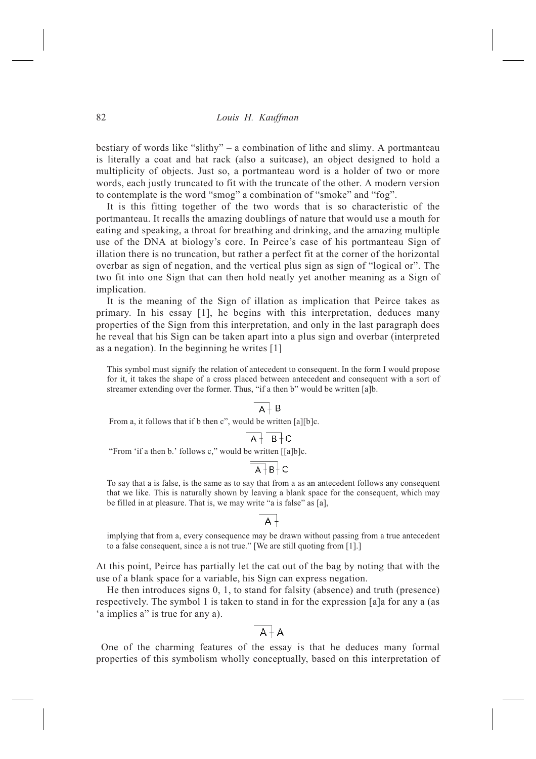bestiary of words like "slithy" – a combination of lithe and slimy. A portmanteau is literally a coat and hat rack (also a suitcase), an object designed to hold a multiplicity of objects. Just so, a portmanteau word is a holder of two or more words, each justly truncated to fit with the truncate of the other. A modern version to contemplate is the word "smog" a combination of "smoke" and "fog".

It is this fitting together of the two words that is so characteristic of the portmanteau. It recalls the amazing doublings of nature that would use a mouth for eating and speaking, a throat for breathing and drinking, and the amazing multiple use of the DNA at biology's core. In Peirce's case of his portmanteau Sign of illation there is no truncation, but rather a perfect fit at the corner of the horizontal overbar as sign of negation, and the vertical plus sign as sign of "logical or". The two fit into one Sign that can then hold neatly yet another meaning as a Sign of implication.

It is the meaning of the Sign of illation as implication that Peirce takes as primary. In his essay [1], he begins with this interpretation, deduces many properties of the Sign from this interpretation, and only in the last paragraph does he reveal that his Sign can be taken apart into a plus sign and overbar (interpreted as a negation). In the beginning he writes [1]

> This symbol must signify the relation of antecedent to consequent. In the form I would propose for it, it takes the shape of a cross placed between antecedent and consequent with a sort of streamer extending over the former. Thus, "if a then b" would be written [a]b.
>
> $$\overline{A\,\vert}\;B$$
>
> From a, it follows that if b then c", would be written [a][b]c.
>
> $$\overline{A\,\vert}\;\overline{B\,\vert}\;C$$
>
> "From 'if a then b.' follows c," would be written [[a]b]c.
>
> $$\overline{\overline{A\,\vert}\;B\,\vert}\;C$$
>
> To say that a is false, is the same as to say that from a as an antecedent follows any consequent that we like. This is naturally shown by leaving a blank space for the consequent, which may be filled in at pleasure. That is, we may write "a is false" as [a],
>
> $$\overline{A\,\vert}$$
>
> implying that from a, every consequence may be drawn without passing from a true antecedent to a false consequent, since a is not true." [We are still quoting from [1].]

At this point, Peirce has partially let the cat out of the bag by noting that with the use of a blank space for a variable, his Sign can express negation.

He then introduces signs 0, 1, to stand for falsity (absence) and truth (presence) respectively. The symbol 1 is taken to stand in for the expression [a]a for any a (as 'a implies a" is true for any a).

$$\overline{A\,\vert}\;A$$

One of the charming features of the essay is that he deduces many formal properties of this symbolism wholly conceptually, based on this interpretation of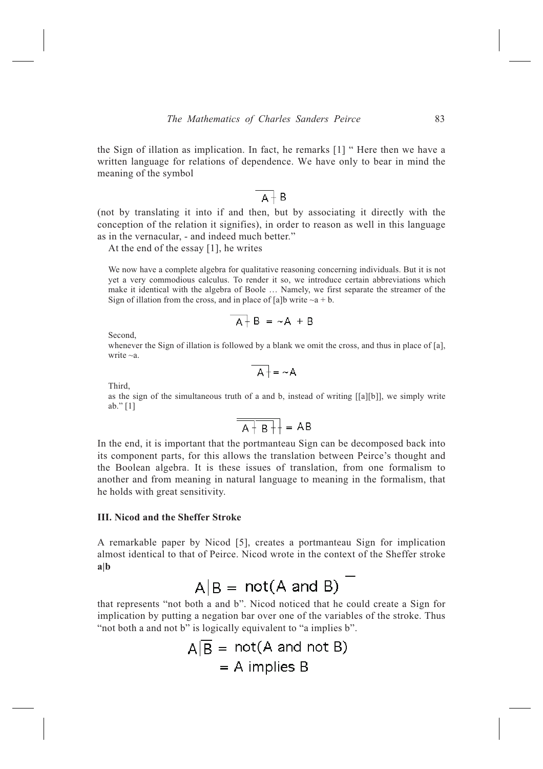the Sign of illation as implication. In fact, he remarks [1] " Here then we have a written language for relations of dependence. We have only to bear in mind the meaning of the symbol

$$\overline{A}\!\!\mid\! B$$

(not by translating it into if and then, but by associating it directly with the conception of the relation it signifies), in order to reason as well in this language as in the vernacular, - and indeed much better."

At the end of the essay [1], he writes

> We now have a complete algebra for qualitative reasoning concerning individuals. But it is not yet a very commodious calculus. To render it so, we introduce certain abbreviations which make it identical with the algebra of Boole … Namely, we first separate the streamer of the Sign of illation from the cross, and in place of [a]b write ~a + b.

$$\overline{A}\!\!\mid\! B = \sim A + B$$

> Second,
>
> whenever the Sign of illation is followed by a blank we omit the cross, and thus in place of [a], write ~a.

$$\overline{A\,}\!\!\mid = \sim A$$

> Third,
>
> as the sign of the simultaneous truth of a and b, instead of writing [[a][b]], we simply write ab." [1]

$$\overline{\overline{A}\!\!\mid\! \overline{B\,}\!\!\mid}\!\!\mid = AB$$

In the end, it is important that the portmanteau Sign can be decomposed back into its component parts, for this allows the translation between Peirce's thought and the Boolean algebra. It is these issues of translation, from one formalism to another and from meaning in natural language to meaning in the formalism, that he holds with great sensitivity.

### III. Nicod and the Sheffer Stroke

A remarkable paper by Nicod [5], creates a portmanteau Sign for implication almost identical to that of Peirce. Nicod wrote in the context of the Sheffer stroke **a|b**

$$A|B = \text{not(A and B)}$$

that represents "not both a and b". Nicod noticed that he could create a Sign for implication by putting a negation bar over one of the variables of the stroke. Thus "not both a and not b" is logically equivalent to "a implies b".

$$A|\overline{B} = \text{not(A and not B)}$$
$$= \text{A implies B}$$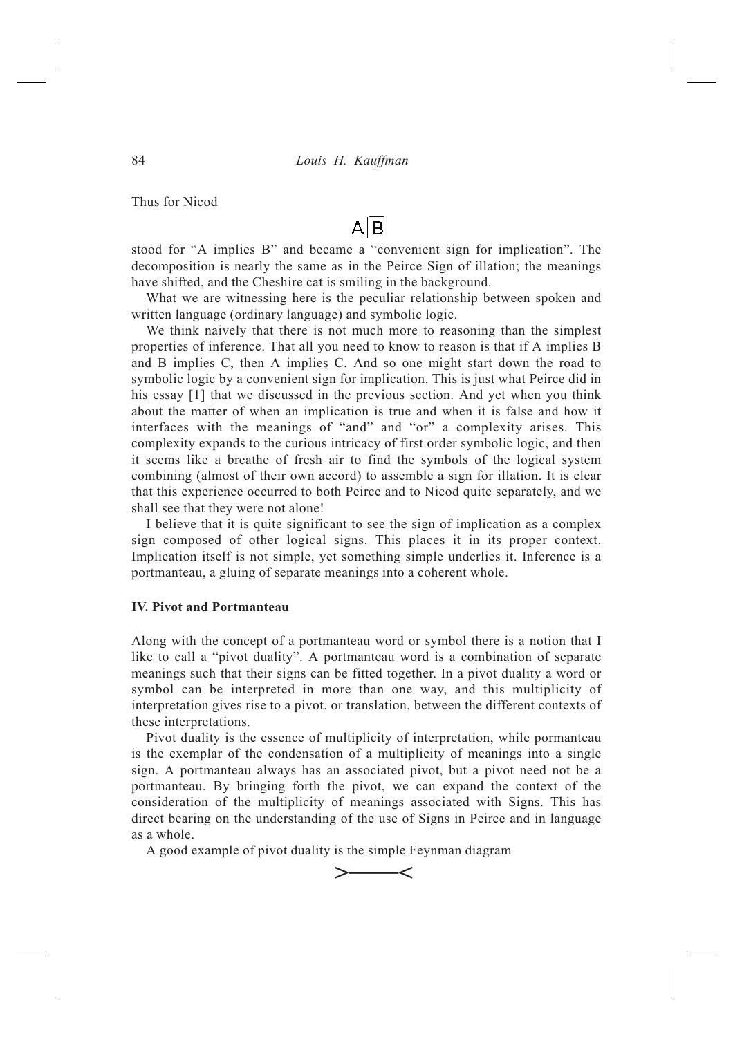Thus for Nicod

$$A|\overline{B}$$

stood for "A implies B" and became a "convenient sign for implication". The decomposition is nearly the same as in the Peirce Sign of illation; the meanings have shifted, and the Cheshire cat is smiling in the background.

What we are witnessing here is the peculiar relationship between spoken and written language (ordinary language) and symbolic logic.

We think naively that there is not much more to reasoning than the simplest properties of inference. That all you need to know to reason is that if A implies B and B implies C, then A implies C. And so one might start down the road to symbolic logic by a convenient sign for implication. This is just what Peirce did in his essay [1] that we discussed in the previous section. And yet when you think about the matter of when an implication is true and when it is false and how it interfaces with the meanings of "and" and "or" a complexity arises. This complexity expands to the curious intricacy of first order symbolic logic, and then it seems like a breathe of fresh air to find the symbols of the logical system combining (almost of their own accord) to assemble a sign for illation. It is clear that this experience occurred to both Peirce and to Nicod quite separately, and we shall see that they were not alone!

I believe that it is quite significant to see the sign of implication as a complex sign composed of other logical signs. This places it in its proper context. Implication itself is not simple, yet something simple underlies it. Inference is a portmanteau, a gluing of separate meanings into a coherent whole.

**IV. Pivot and Portmanteau**

Along with the concept of a portmanteau word or symbol there is a notion that I like to call a "pivot duality". A portmanteau word is a combination of separate meanings such that their signs can be fitted together. In a pivot duality a word or symbol can be interpreted in more than one way, and this multiplicity of interpretation gives rise to a pivot, or translation, between the different contexts of these interpretations.

Pivot duality is the essence of multiplicity of interpretation, while pormanteau is the exemplar of the condensation of a multiplicity of meanings into a single sign. A portmanteau always has an associated pivot, but a pivot need not be a portmanteau. By bringing forth the pivot, we can expand the context of the consideration of the multiplicity of meanings associated with Signs. This has direct bearing on the understanding of the use of Signs in Peirce and in language as a whole.

A good example of pivot duality is the simple Feynman diagram

$$>\!\!\!-\!\!\!-\!\!\!-\!\!\!<$$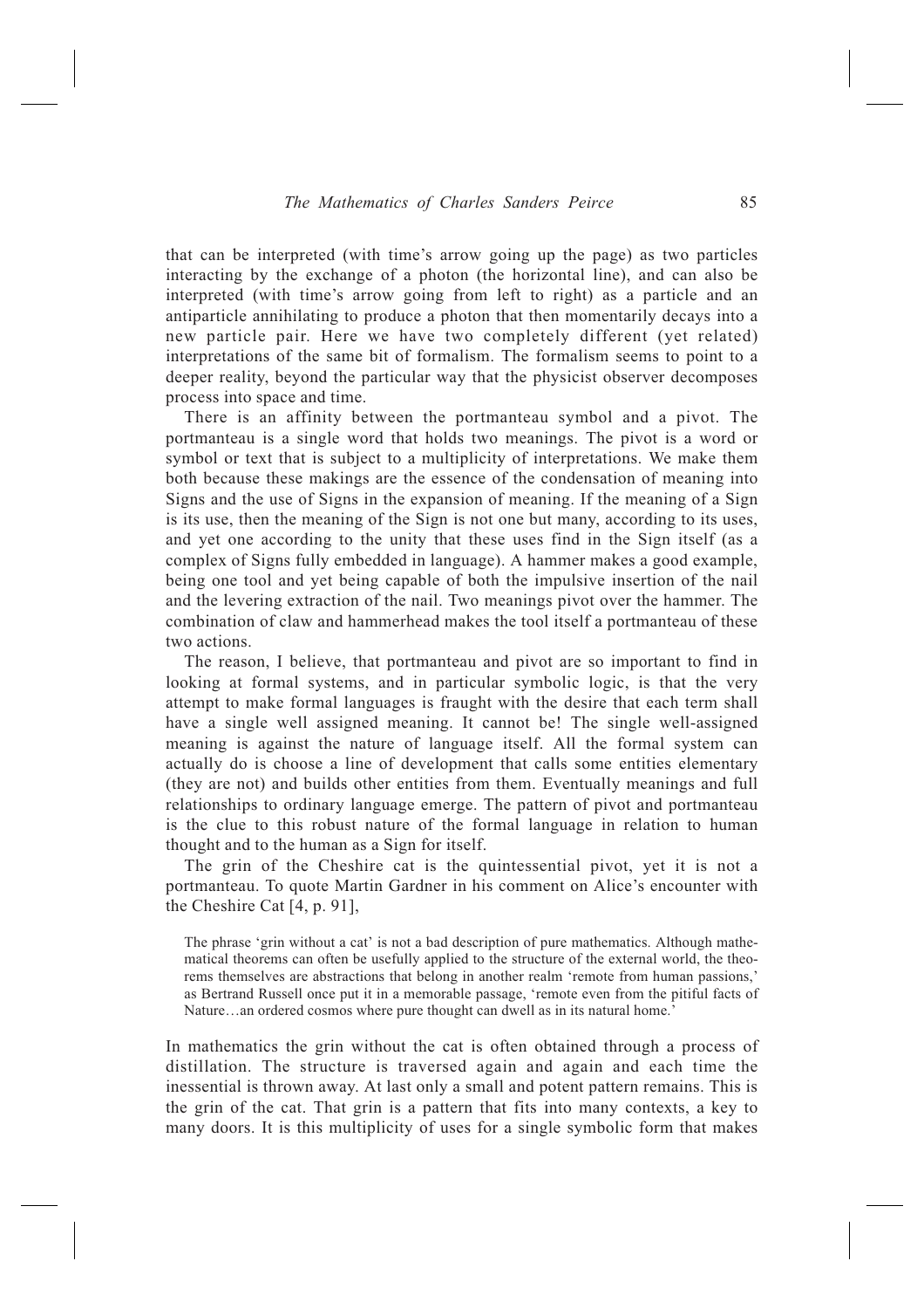that can be interpreted (with time's arrow going up the page) as two particles interacting by the exchange of a photon (the horizontal line), and can also be interpreted (with time's arrow going from left to right) as a particle and an antiparticle annihilating to produce a photon that then momentarily decays into a new particle pair. Here we have two completely different (yet related) interpretations of the same bit of formalism. The formalism seems to point to a deeper reality, beyond the particular way that the physicist observer decomposes process into space and time.

There is an affinity between the portmanteau symbol and a pivot. The portmanteau is a single word that holds two meanings. The pivot is a word or symbol or text that is subject to a multiplicity of interpretations. We make them both because these makings are the essence of the condensation of meaning into Signs and the use of Signs in the expansion of meaning. If the meaning of a Sign is its use, then the meaning of the Sign is not one but many, according to its uses, and yet one according to the unity that these uses find in the Sign itself (as a complex of Signs fully embedded in language). A hammer makes a good example, being one tool and yet being capable of both the impulsive insertion of the nail and the levering extraction of the nail. Two meanings pivot over the hammer. The combination of claw and hammerhead makes the tool itself a portmanteau of these two actions.

The reason, I believe, that portmanteau and pivot are so important to find in looking at formal systems, and in particular symbolic logic, is that the very attempt to make formal languages is fraught with the desire that each term shall have a single well assigned meaning. It cannot be! The single well-assigned meaning is against the nature of language itself. All the formal system can actually do is choose a line of development that calls some entities elementary (they are not) and builds other entities from them. Eventually meanings and full relationships to ordinary language emerge. The pattern of pivot and portmanteau is the clue to this robust nature of the formal language in relation to human thought and to the human as a Sign for itself.

The grin of the Cheshire cat is the quintessential pivot, yet it is not a portmanteau. To quote Martin Gardner in his comment on Alice's encounter with the Cheshire Cat [4, p. 91],

> The phrase 'grin without a cat' is not a bad description of pure mathematics. Although mathematical theorems can often be usefully applied to the structure of the external world, the theorems themselves are abstractions that belong in another realm 'remote from human passions,' as Bertrand Russell once put it in a memorable passage, 'remote even from the pitiful facts of Nature…an ordered cosmos where pure thought can dwell as in its natural home.'

In mathematics the grin without the cat is often obtained through a process of distillation. The structure is traversed again and again and each time the inessential is thrown away. At last only a small and potent pattern remains. This is the grin of the cat. That grin is a pattern that fits into many contexts, a key to many doors. It is this multiplicity of uses for a single symbolic form that makes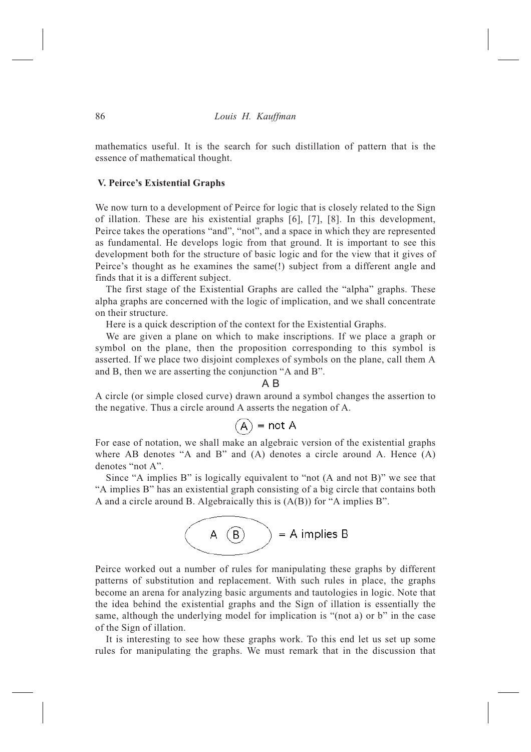mathematics useful. It is the search for such distillation of pattern that is the essence of mathematical thought.

## V. Peirce's Existential Graphs

We now turn to a development of Peirce for logic that is closely related to the Sign of illation. These are his existential graphs [6], [7], [8]. In this development, Peirce takes the operations "and", "not", and a space in which they are represented as fundamental. He develops logic from that ground. It is important to see this development both for the structure of basic logic and for the view that it gives of Peirce's thought as he examines the same(!) subject from a different angle and finds that it is a different subject.

The first stage of the Existential Graphs are called the "alpha" graphs. These alpha graphs are concerned with the logic of implication, and we shall concentrate on their structure.

Here is a quick description of the context for the Existential Graphs.

We are given a plane on which to make inscriptions. If we place a graph or symbol on the plane, then the proposition corresponding to this symbol is asserted. If we place two disjoint complexes of symbols on the plane, call them A and B, then we are asserting the conjunction "A and B".

A B

A circle (or simple closed curve) drawn around a symbol changes the assertion to the negative. Thus a circle around A asserts the negation of A.

(A) = not A

For ease of notation, we shall make an algebraic version of the existential graphs where AB denotes "A and B" and (A) denotes a circle around A. Hence (A) denotes "not A".

Since "A implies B" is logically equivalent to "not (A and not B)" we see that "A implies B" has an existential graph consisting of a big circle that contains both A and a circle around B. Algebraically this is (A(B)) for "A implies B".

(A (B)) = A implies B

Peirce worked out a number of rules for manipulating these graphs by different patterns of substitution and replacement. With such rules in place, the graphs become an arena for analyzing basic arguments and tautologies in logic. Note that the idea behind the existential graphs and the Sign of illation is essentially the same, although the underlying model for implication is "(not a) or b" in the case of the Sign of illation.

It is interesting to see how these graphs work. To this end let us set up some rules for manipulating the graphs. We must remark that in the discussion that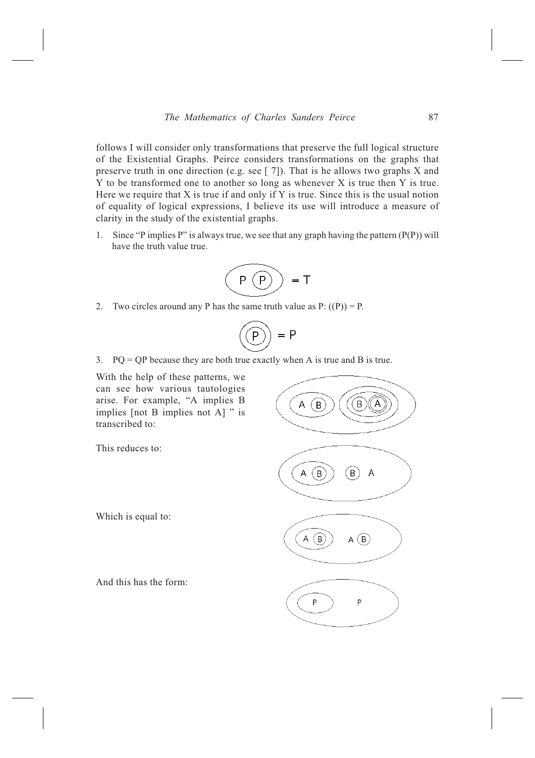follows I will consider only transformations that preserve the full logical structure of the Existential Graphs. Peirce considers transformations on the graphs that preserve truth in one direction (e.g. see [ 7]). That is he allows two graphs X and Y to be transformed one to another so long as whenever X is true then Y is true. Here we require that X is true if and only if Y is true. Since this is the usual notion of equality of logical expressions, I believe its use will introduce a measure of clarity in the study of the existential graphs.

1. Since "P implies P" is always true, we see that any graph having the pattern (P(P)) will have the truth value true.

$$(P\,(P)) = T$$

2. Two circles around any P has the same truth value as P: ((P)) = P.

$$((P)) = P$$

3. PQ = QP because they are both true exactly when A is true and B is true.

With the help of these patterns, we can see how various tautologies arise. For example, "A implies B implies [not B implies not A] " is transcribed to:

$$((A\,(B))\,((B)((A))))$$

This reduces to:

$$((A\,(B))\,(B)\,A)$$

Which is equal to:

$$((A\,(B))\,A\,(B))$$

And this has the form:

$$((P)\,P)$$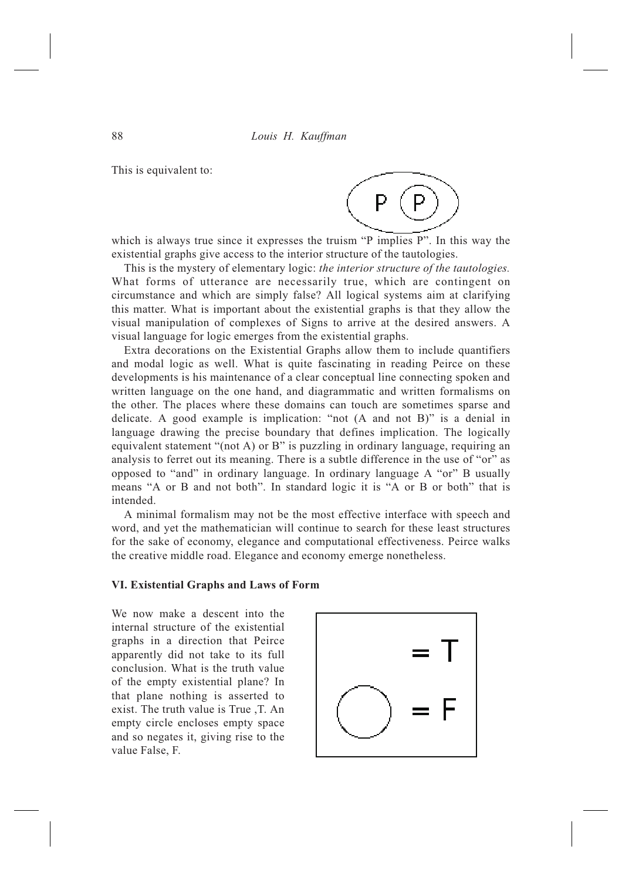This is equivalent to:

which is always true since it expresses the truism "P implies P". In this way the existential graphs give access to the interior structure of the tautologies.

This is the mystery of elementary logic: *the interior structure of the tautologies.* What forms of utterance are necessarily true, which are contingent on circumstance and which are simply false? All logical systems aim at clarifying this matter. What is important about the existential graphs is that they allow the visual manipulation of complexes of Signs to arrive at the desired answers. A visual language for logic emerges from the existential graphs.

Extra decorations on the Existential Graphs allow them to include quantifiers and modal logic as well. What is quite fascinating in reading Peirce on these developments is his maintenance of a clear conceptual line connecting spoken and written language on the one hand, and diagrammatic and written formalisms on the other. The places where these domains can touch are sometimes sparse and delicate. A good example is implication: "not (A and not B)" is a denial in language drawing the precise boundary that defines implication. The logically equivalent statement "(not A) or B" is puzzling in ordinary language, requiring an analysis to ferret out its meaning. There is a subtle difference in the use of "or" as opposed to "and" in ordinary language. In ordinary language A "or" B usually means "A or B and not both". In standard logic it is "A or B or both" that is intended.

A minimal formalism may not be the most effective interface with speech and word, and yet the mathematician will continue to search for these least structures for the sake of economy, elegance and computational effectiveness. Peirce walks the creative middle road. Elegance and economy emerge nonetheless.

## VI. Existential Graphs and Laws of Form

We now make a descent into the internal structure of the existential graphs in a direction that Peirce apparently did not take to its full conclusion. What is the truth value of the empty existential plane? In that plane nothing is asserted to exist. The truth value is True ,T. An empty circle encloses empty space and so negates it, giving rise to the value False, F.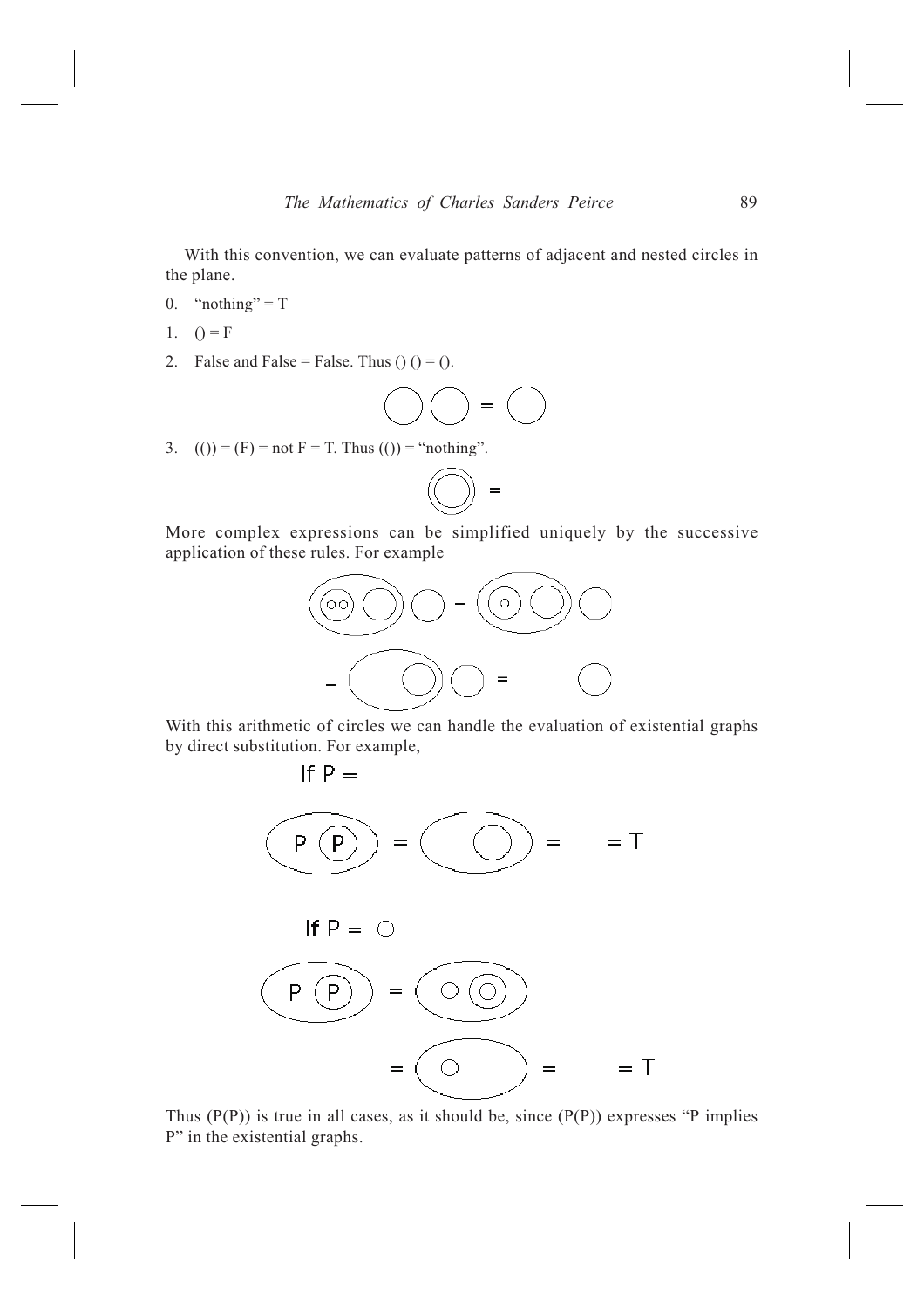With this convention, we can evaluate patterns of adjacent and nested circles in the plane.

0. "nothing" = T
1. () = F
2. False and False = False. Thus () () = ().
3. (()) = (F) = not F = T. Thus (()) = "nothing".

More complex expressions can be simplified uniquely by the successive application of these rules. For example

With this arithmetic of circles we can handle the evaluation of existential graphs by direct substitution. For example,

If P =

If P = ○

Thus (P(P)) is true in all cases, as it should be, since (P(P)) expresses "P implies P" in the existential graphs.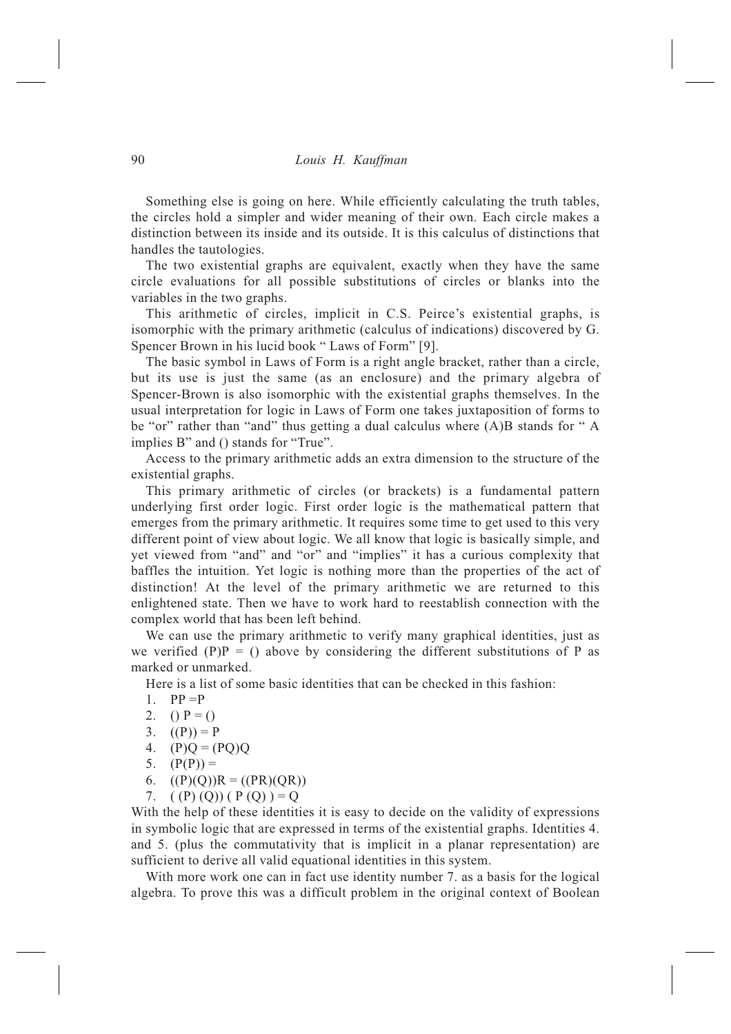Something else is going on here. While efficiently calculating the truth tables, the circles hold a simpler and wider meaning of their own. Each circle makes a distinction between its inside and its outside. It is this calculus of distinctions that handles the tautologies.

The two existential graphs are equivalent, exactly when they have the same circle evaluations for all possible substitutions of circles or blanks into the variables in the two graphs.

This arithmetic of circles, implicit in C.S. Peirce's existential graphs, is isomorphic with the primary arithmetic (calculus of indications) discovered by G. Spencer Brown in his lucid book " Laws of Form" [9].

The basic symbol in Laws of Form is a right angle bracket, rather than a circle, but its use is just the same (as an enclosure) and the primary algebra of Spencer-Brown is also isomorphic with the existential graphs themselves. In the usual interpretation for logic in Laws of Form one takes juxtaposition of forms to be "or" rather than "and" thus getting a dual calculus where (A)B stands for " A implies B" and () stands for "True".

Access to the primary arithmetic adds an extra dimension to the structure of the existential graphs.

This primary arithmetic of circles (or brackets) is a fundamental pattern underlying first order logic. First order logic is the mathematical pattern that emerges from the primary arithmetic. It requires some time to get used to this very different point of view about logic. We all know that logic is basically simple, and yet viewed from "and" and "or" and "implies" it has a curious complexity that baffles the intuition. Yet logic is nothing more than the properties of the act of distinction! At the level of the primary arithmetic we are returned to this enlightened state. Then we have to work hard to reestablish connection with the complex world that has been left behind.

We can use the primary arithmetic to verify many graphical identities, just as we verified (P)P = () above by considering the different substitutions of P as marked or unmarked.

Here is a list of some basic identities that can be checked in this fashion:

1. PP =P
2. () P = ()
3. ((P)) = P
4. (P)Q = (PQ)Q
5. (P(P)) =
6. ((P)(Q))R = ((PR)(QR))
7. ( (P) (Q)) ( P (Q) ) = Q

With the help of these identities it is easy to decide on the validity of expressions in symbolic logic that are expressed in terms of the existential graphs. Identities 4. and 5. (plus the commutativity that is implicit in a planar representation) are sufficient to derive all valid equational identities in this system.

With more work one can in fact use identity number 7. as a basis for the logical algebra. To prove this was a difficult problem in the original context of Boolean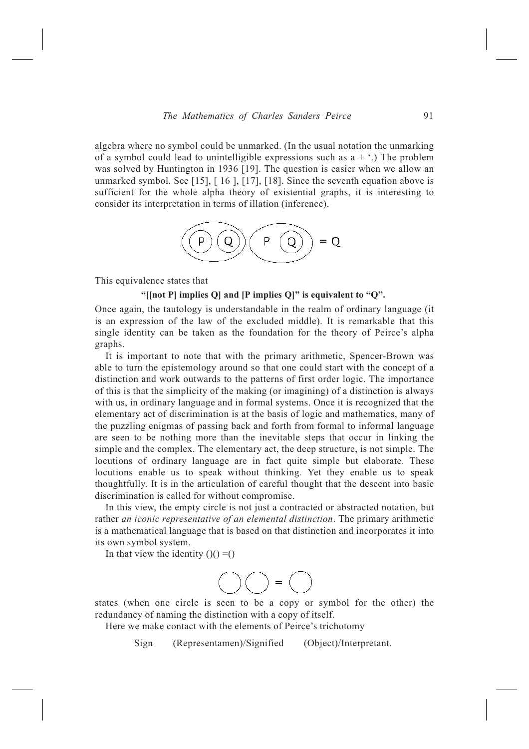algebra where no symbol could be unmarked. (In the usual notation the unmarking of a symbol could lead to unintelligible expressions such as a + '.) The problem was solved by Huntington in 1936 [19]. The question is easier when we allow an unmarked symbol. See [15], [ 16 ], [17], [18]. Since the seventh equation above is sufficient for the whole alpha theory of existential graphs, it is interesting to consider its interpretation in terms of illation (inference).

((P)(Q))(P(Q)) = Q

This equivalence states that

**"[[not P] implies Q] and [P implies Q]" is equivalent to "Q".**

Once again, the tautology is understandable in the realm of ordinary language (it is an expression of the law of the excluded middle). It is remarkable that this single identity can be taken as the foundation for the theory of Peirce's alpha graphs.

It is important to note that with the primary arithmetic, Spencer-Brown was able to turn the epistemology around so that one could start with the concept of a distinction and work outwards to the patterns of first order logic. The importance of this is that the simplicity of the making (or imagining) of a distinction is always with us, in ordinary language and in formal systems. Once it is recognized that the elementary act of discrimination is at the basis of logic and mathematics, many of the puzzling enigmas of passing back and forth from formal to informal language are seen to be nothing more than the inevitable steps that occur in linking the simple and the complex. The elementary act, the deep structure, is not simple. The locutions of ordinary language are in fact quite simple but elaborate. These locutions enable us to speak without thinking. Yet they enable us to speak thoughtfully. It is in the articulation of careful thought that the descent into basic discrimination is called for without compromise.

In this view, the empty circle is not just a contracted or abstracted notation, but rather *an iconic representative of an elemental distinction*. The primary arithmetic is a mathematical language that is based on that distinction and incorporates it into its own symbol system.

In that view the identity ()() =()

()() = ()

states (when one circle is seen to be a copy or symbol for the other) the redundancy of naming the distinction with a copy of itself.

Here we make contact with the elements of Peirce's trichotomy

Sign (Representamen)/Signified (Object)/Interpretant.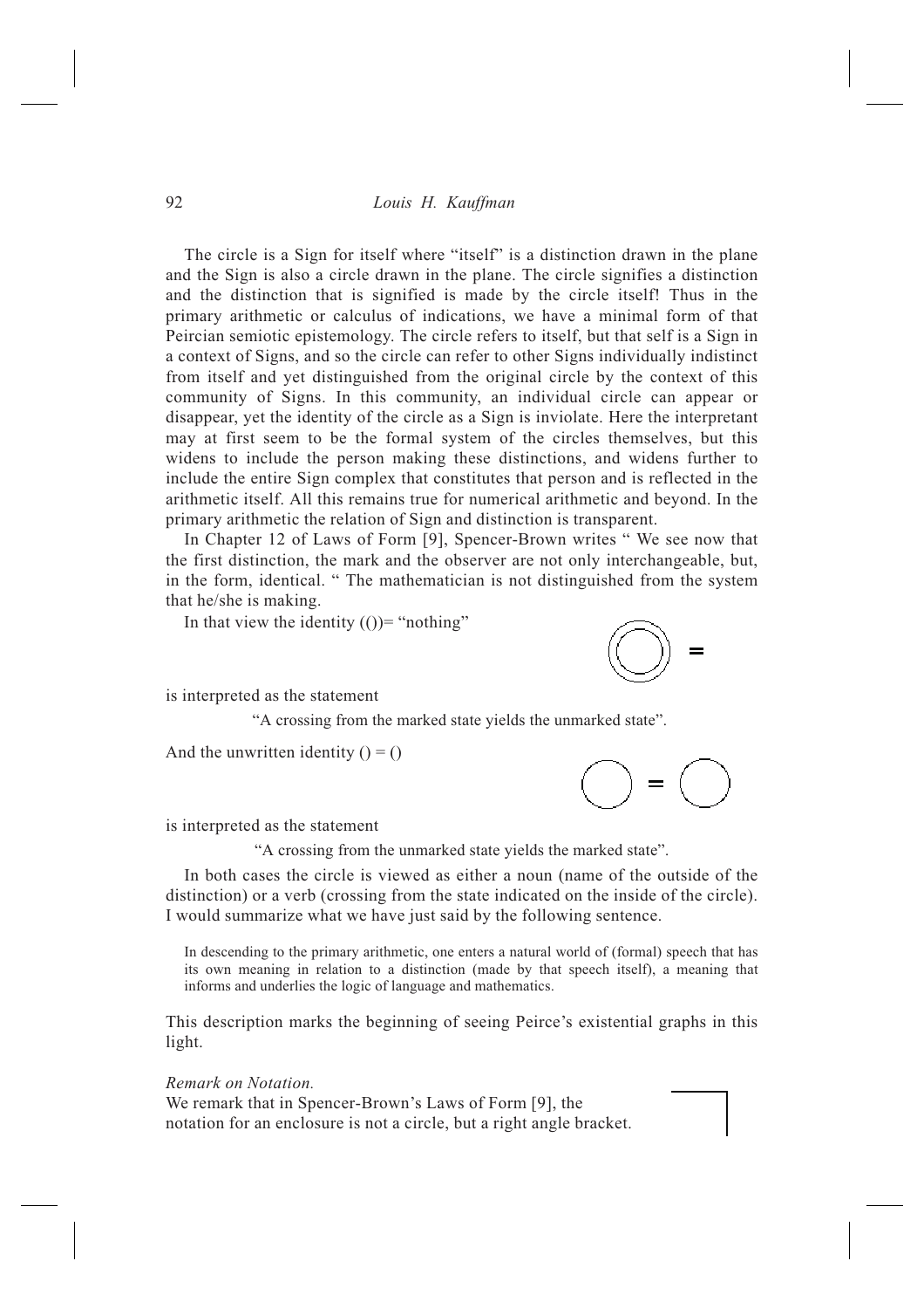The circle is a Sign for itself where "itself" is a distinction drawn in the plane and the Sign is also a circle drawn in the plane. The circle signifies a distinction and the distinction that is signified is made by the circle itself! Thus in the primary arithmetic or calculus of indications, we have a minimal form of that Peircian semiotic epistemology. The circle refers to itself, but that self is a Sign in a context of Signs, and so the circle can refer to other Signs individually indistinct from itself and yet distinguished from the original circle by the context of this community of Signs. In this community, an individual circle can appear or disappear, yet the identity of the circle as a Sign is inviolate. Here the interpretant may at first seem to be the formal system of the circles themselves, but this widens to include the person making these distinctions, and widens further to include the entire Sign complex that constitutes that person and is reflected in the arithmetic itself. All this remains true for numerical arithmetic and beyond. In the primary arithmetic the relation of Sign and distinction is transparent.

In Chapter 12 of Laws of Form [9], Spencer-Brown writes " We see now that the first distinction, the mark and the observer are not only interchangeable, but, in the form, identical. " The mathematician is not distinguished from the system that he/she is making.

In that view the identity (())= "nothing"

is interpreted as the statement

"A crossing from the marked state yields the unmarked state".

And the unwritten identity () = ()

is interpreted as the statement

"A crossing from the unmarked state yields the marked state".

In both cases the circle is viewed as either a noun (name of the outside of the distinction) or a verb (crossing from the state indicated on the inside of the circle). I would summarize what we have just said by the following sentence.

> In descending to the primary arithmetic, one enters a natural world of (formal) speech that has its own meaning in relation to a distinction (made by that speech itself), a meaning that informs and underlies the logic of language and mathematics.

This description marks the beginning of seeing Peirce's existential graphs in this light.

*Remark on Notation.*
We remark that in Spencer-Brown's Laws of Form [9], the notation for an enclosure is not a circle, but a right angle bracket.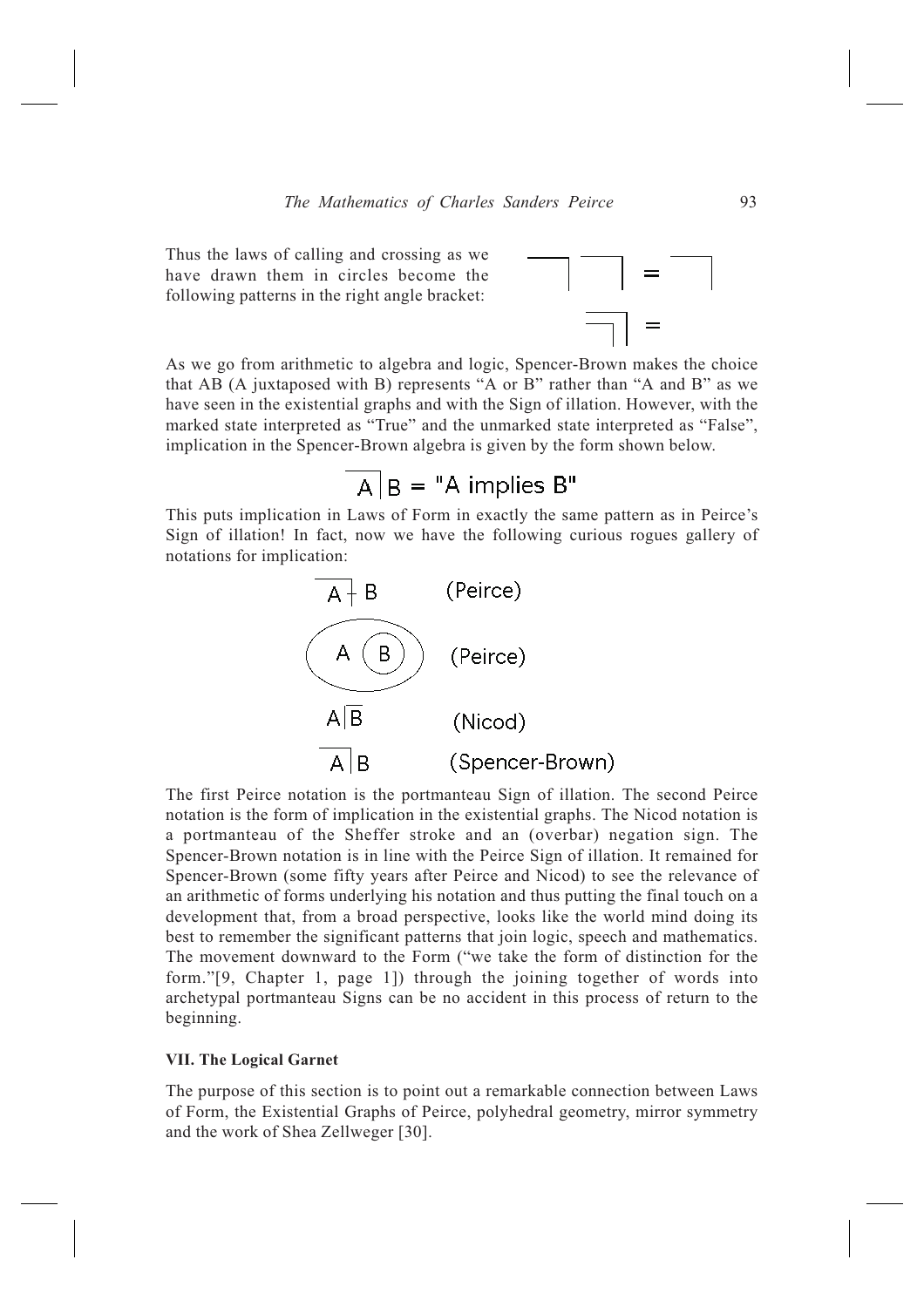Thus the laws of calling and crossing as we have drawn them in circles become the following patterns in the right angle bracket:

$$\overline{\quad}| \; \overline{\quad}| = \overline{\quad}|$$

$$\overline{\overline{\quad}|}| = $$

As we go from arithmetic to algebra and logic, Spencer-Brown makes the choice that AB (A juxtaposed with B) represents "A or B" rather than "A and B" as we have seen in the existential graphs and with the Sign of illation. However, with the marked state interpreted as "True" and the unmarked state interpreted as "False", implication in the Spencer-Brown algebra is given by the form shown below.

$$\overline{A}|\, B = \text{"A implies B"}$$

This puts implication in Laws of Form in exactly the same pattern as in Peirce's Sign of illation! In fact, now we have the following curious rogues gallery of notations for implication:

$\overline{A \,\dashv}\, B$ (Peirce)

A (B) — A and B enclosed in an oval, with B enclosed in its own circle (Peirce)

$A|\overline{B}$ (Nicod)

$\overline{A}|\, B$ (Spencer-Brown)

The first Peirce notation is the portmanteau Sign of illation. The second Peirce notation is the form of implication in the existential graphs. The Nicod notation is a portmanteau of the Sheffer stroke and an (overbar) negation sign. The Spencer-Brown notation is in line with the Peirce Sign of illation. It remained for Spencer-Brown (some fifty years after Peirce and Nicod) to see the relevance of an arithmetic of forms underlying his notation and thus putting the final touch on a development that, from a broad perspective, looks like the world mind doing its best to remember the significant patterns that join logic, speech and mathematics. The movement downward to the Form ("we take the form of distinction for the form."[9, Chapter 1, page 1]) through the joining together of words into archetypal portmanteau Signs can be no accident in this process of return to the beginning.

### VII. The Logical Garnet

The purpose of this section is to point out a remarkable connection between Laws of Form, the Existential Graphs of Peirce, polyhedral geometry, mirror symmetry and the work of Shea Zellweger [30].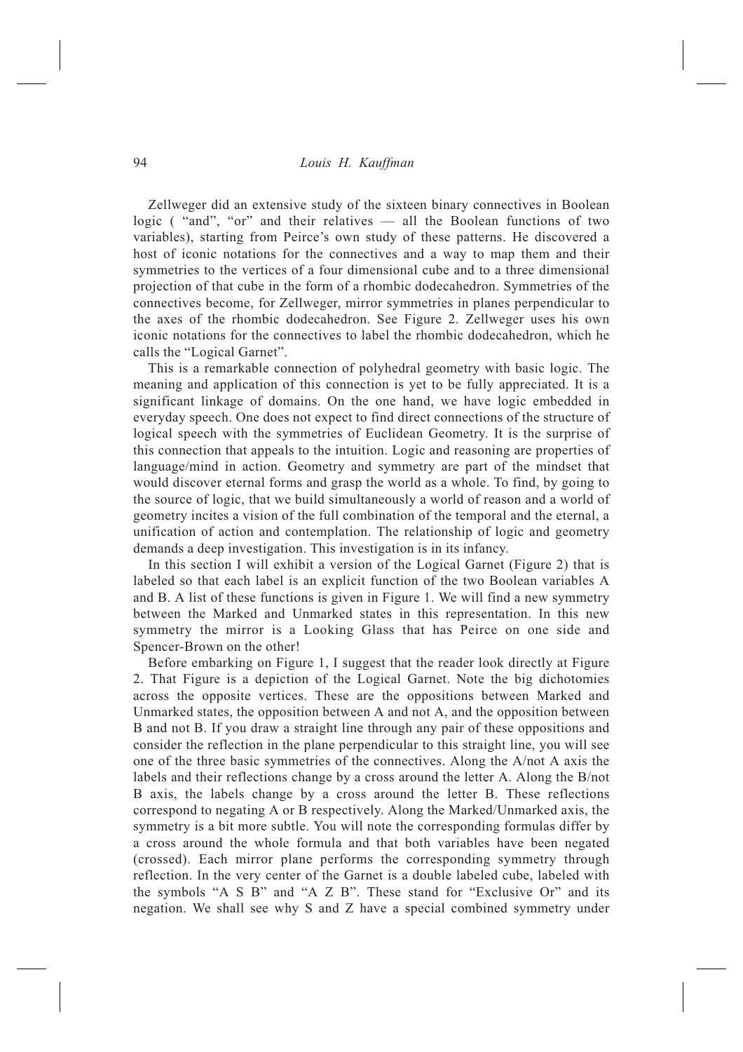Zellweger did an extensive study of the sixteen binary connectives in Boolean logic ( "and", "or" and their relatives — all the Boolean functions of two variables), starting from Peirce's own study of these patterns. He discovered a host of iconic notations for the connectives and a way to map them and their symmetries to the vertices of a four dimensional cube and to a three dimensional projection of that cube in the form of a rhombic dodecahedron. Symmetries of the connectives become, for Zellweger, mirror symmetries in planes perpendicular to the axes of the rhombic dodecahedron. See Figure 2. Zellweger uses his own iconic notations for the connectives to label the rhombic dodecahedron, which he calls the "Logical Garnet".

This is a remarkable connection of polyhedral geometry with basic logic. The meaning and application of this connection is yet to be fully appreciated. It is a significant linkage of domains. On the one hand, we have logic embedded in everyday speech. One does not expect to find direct connections of the structure of logical speech with the symmetries of Euclidean Geometry. It is the surprise of this connection that appeals to the intuition. Logic and reasoning are properties of language/mind in action. Geometry and symmetry are part of the mindset that would discover eternal forms and grasp the world as a whole. To find, by going to the source of logic, that we build simultaneously a world of reason and a world of geometry incites a vision of the full combination of the temporal and the eternal, a unification of action and contemplation. The relationship of logic and geometry demands a deep investigation. This investigation is in its infancy.

In this section I will exhibit a version of the Logical Garnet (Figure 2) that is labeled so that each label is an explicit function of the two Boolean variables A and B. A list of these functions is given in Figure 1. We will find a new symmetry between the Marked and Unmarked states in this representation. In this new symmetry the mirror is a Looking Glass that has Peirce on one side and Spencer-Brown on the other!

Before embarking on Figure 1, I suggest that the reader look directly at Figure 2. That Figure is a depiction of the Logical Garnet. Note the big dichotomies across the opposite vertices. These are the oppositions between Marked and Unmarked states, the opposition between A and not A, and the opposition between B and not B. If you draw a straight line through any pair of these oppositions and consider the reflection in the plane perpendicular to this straight line, you will see one of the three basic symmetries of the connectives. Along the A/not A axis the labels and their reflections change by a cross around the letter A. Along the B/not B axis, the labels change by a cross around the letter B. These reflections correspond to negating A or B respectively. Along the Marked/Unmarked axis, the symmetry is a bit more subtle. You will note the corresponding formulas differ by a cross around the whole formula and that both variables have been negated (crossed). Each mirror plane performs the corresponding symmetry through reflection. In the very center of the Garnet is a double labeled cube, labeled with the symbols "A S B" and "A Z B". These stand for "Exclusive Or" and its negation. We shall see why S and Z have a special combined symmetry under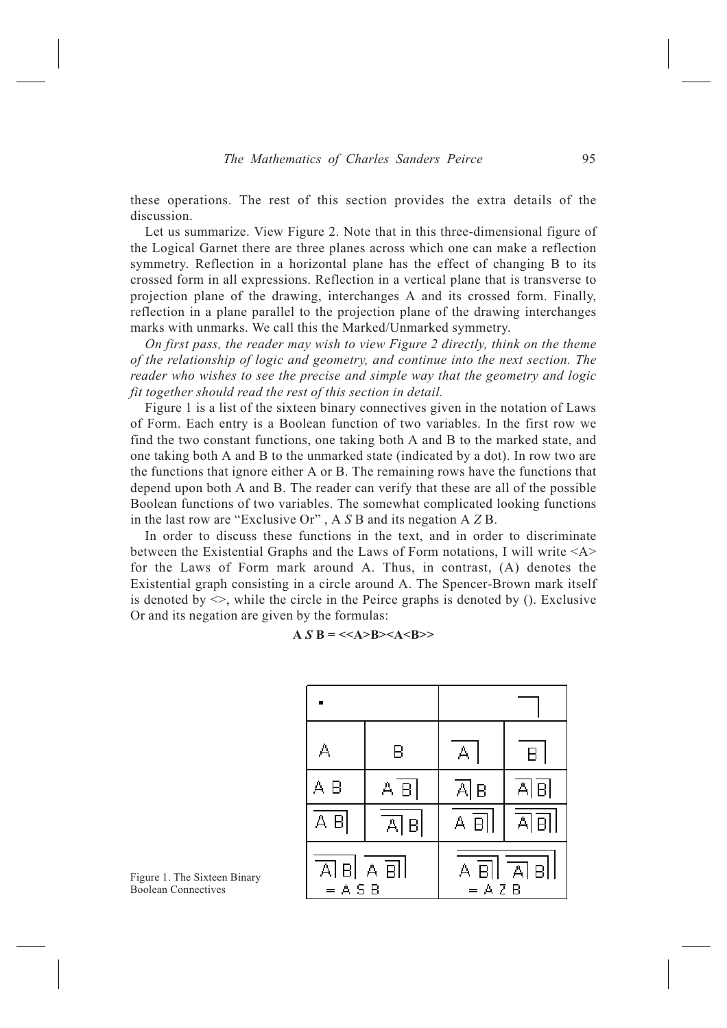these operations. The rest of this section provides the extra details of the discussion.

Let us summarize. View Figure 2. Note that in this three-dimensional figure of the Logical Garnet there are three planes across which one can make a reflection symmetry. Reflection in a horizontal plane has the effect of changing B to its crossed form in all expressions. Reflection in a vertical plane that is transverse to projection plane of the drawing, interchanges A and its crossed form. Finally, reflection in a plane parallel to the projection plane of the drawing interchanges marks with unmarks. We call this the Marked/Unmarked symmetry.

*On first pass, the reader may wish to view Figure 2 directly, think on the theme of the relationship of logic and geometry, and continue into the next section. The reader who wishes to see the precise and simple way that the geometry and logic fit together should read the rest of this section in detail.*

Figure 1 is a list of the sixteen binary connectives given in the notation of Laws of Form. Each entry is a Boolean function of two variables. In the first row we find the two constant functions, one taking both A and B to the marked state, and one taking both A and B to the unmarked state (indicated by a dot). In row two are the functions that ignore either A or B. The remaining rows have the functions that depend upon both A and B. The reader can verify that these are all of the possible Boolean functions of two variables. The somewhat complicated looking functions in the last row are "Exclusive Or" , A *S* B and its negation A *Z* B.

In order to discuss these functions in the text, and in order to discriminate between the Existential Graphs and the Laws of Form notations, I will write <A> for the Laws of Form mark around A. Thus, in contrast, (A) denotes the Existential graph consisting in a circle around A. The Spencer-Brown mark itself is denoted by <>, while the circle in the Peirce graphs is denoted by (). Exclusive Or and its negation are given by the formulas:

**A *S* B = <<A>B><A<B>>**

| | | | |
|---|---|---|---|
| · | | <> | |
| A | B | <A> | <B> |
| A B | A<B> | <A>B | <A><B> |
| <A B> | <<A>B> | <A<B>> | <<A><B>> |
| <<A>B><A<B>> = A S B | | <<A<B>><<A>B>> = A Z B | |

Figure 1. The Sixteen Binary Boolean Connectives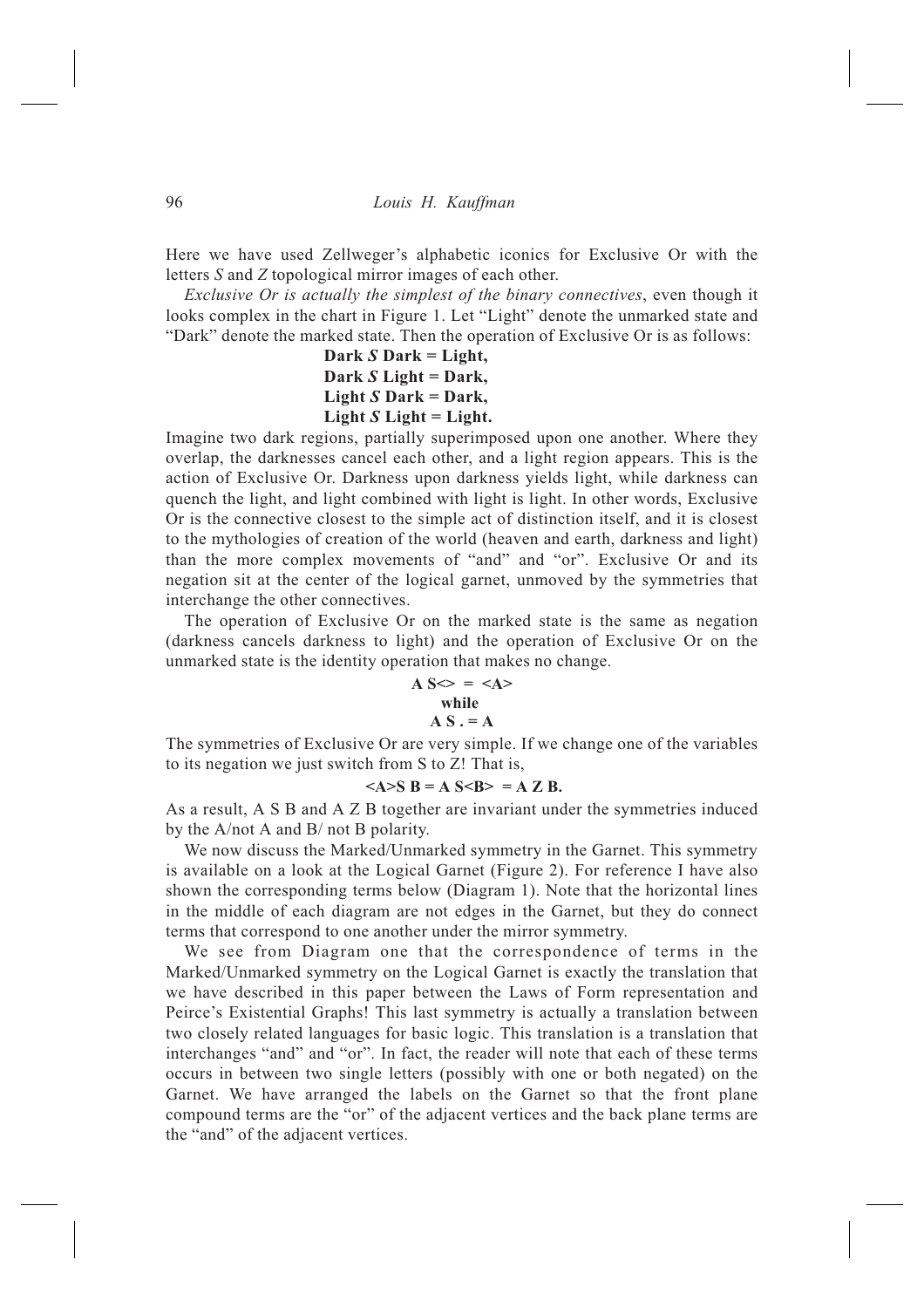Here we have used Zellweger's alphabetic iconics for Exclusive Or with the letters *S* and *Z* topological mirror images of each other.

*Exclusive Or is actually the simplest of the binary connectives*, even though it looks complex in the chart in Figure 1. Let "Light" denote the unmarked state and "Dark" denote the marked state. Then the operation of Exclusive Or is as follows:

**Dark *S* Dark = Light,**
**Dark *S* Light = Dark,**
**Light *S* Dark = Dark,**
**Light *S* Light = Light.**

Imagine two dark regions, partially superimposed upon one another. Where they overlap, the darknesses cancel each other, and a light region appears. This is the action of Exclusive Or. Darkness upon darkness yields light, while darkness can quench the light, and light combined with light is light. In other words, Exclusive Or is the connective closest to the simple act of distinction itself, and it is closest to the mythologies of creation of the world (heaven and earth, darkness and light) than the more complex movements of "and" and "or". Exclusive Or and its negation sit at the center of the logical garnet, unmoved by the symmetries that interchange the other connectives.

The operation of Exclusive Or on the marked state is the same as negation (darkness cancels darkness to light) and the operation of Exclusive Or on the unmarked state is the identity operation that makes no change.

**A S<> = <A>**
**while**
**A S . = A**

The symmetries of Exclusive Or are very simple. If we change one of the variables to its negation we just switch from S to Z! That is,

**<A>S B = A S<B> = A Z B.**

As a result, A S B and A Z B together are invariant under the symmetries induced by the A/not A and B/ not B polarity.

We now discuss the Marked/Unmarked symmetry in the Garnet. This symmetry is available on a look at the Logical Garnet (Figure 2). For reference I have also shown the corresponding terms below (Diagram 1). Note that the horizontal lines in the middle of each diagram are not edges in the Garnet, but they do connect terms that correspond to one another under the mirror symmetry.

We see from Diagram one that the correspondence of terms in the Marked/Unmarked symmetry on the Logical Garnet is exactly the translation that we have described in this paper between the Laws of Form representation and Peirce's Existential Graphs! This last symmetry is actually a translation between two closely related languages for basic logic. This translation is a translation that interchanges "and" and "or". In fact, the reader will note that each of these terms occurs in between two single letters (possibly with one or both negated) on the Garnet. We have arranged the labels on the Garnet so that the front plane compound terms are the "or" of the adjacent vertices and the back plane terms are the "and" of the adjacent vertices.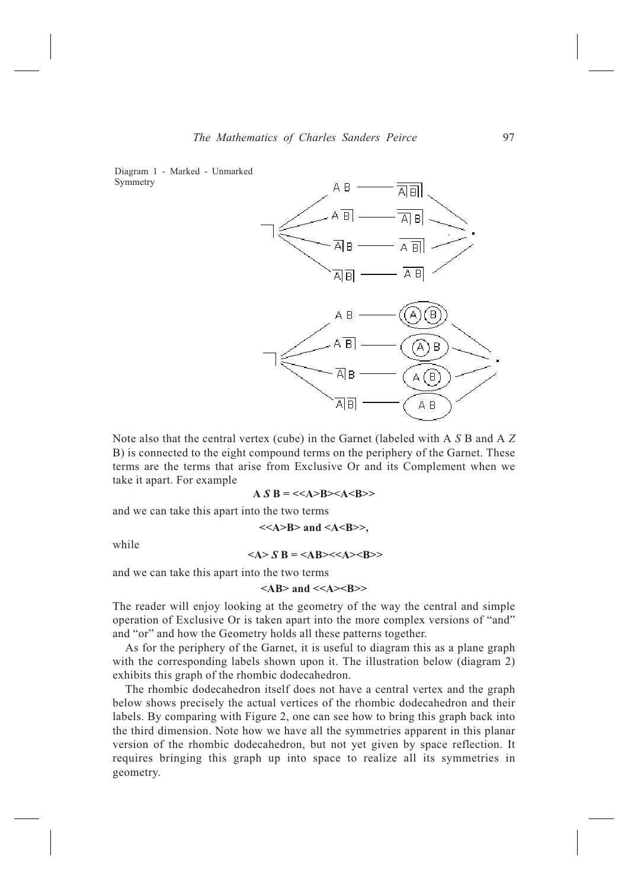Diagram 1 - Marked - Unmarked Symmetry

Note also that the central vertex (cube) in the Garnet (labeled with A *S* B and A *Z* B) is connected to the eight compound terms on the periphery of the Garnet. These terms are the terms that arise from Exclusive Or and its Complement when we take it apart. For example

**A *S* B = <<A>B><A<B>>**

and we can take this apart into the two terms

**<<A>B> and <A<B>>,**

while

**<A> *S* B = <AB><<A><B>>**

and we can take this apart into the two terms

**<AB> and <<A><B>>**

The reader will enjoy looking at the geometry of the way the central and simple operation of Exclusive Or is taken apart into the more complex versions of "and" and "or" and how the Geometry holds all these patterns together.

As for the periphery of the Garnet, it is useful to diagram this as a plane graph with the corresponding labels shown upon it. The illustration below (diagram 2) exhibits this graph of the rhombic dodecahedron.

The rhombic dodecahedron itself does not have a central vertex and the graph below shows precisely the actual vertices of the rhombic dodecahedron and their labels. By comparing with Figure 2, one can see how to bring this graph back into the third dimension. Note how we have all the symmetries apparent in this planar version of the rhombic dodecahedron, but not yet given by space reflection. It requires bringing this graph up into space to realize all its symmetries in geometry.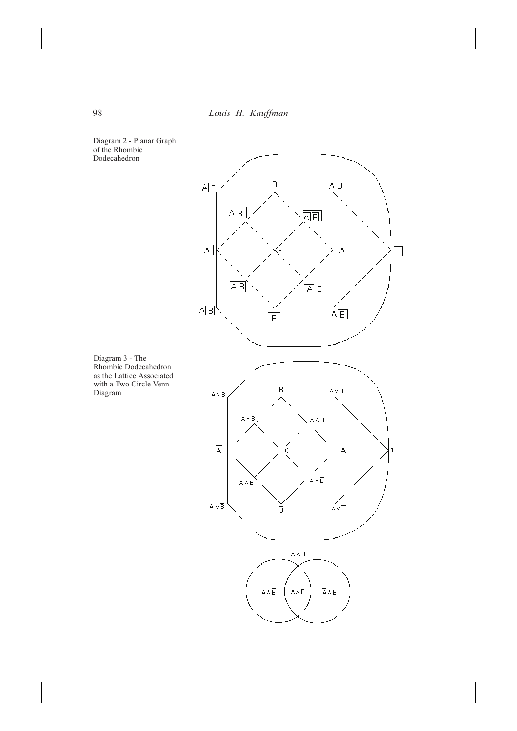Diagram 2 - Planar Graph of the Rhombic Dodecahedron

Diagram 3 - The Rhombic Dodecahedron as the Lattice Associated with a Two Circle Venn Diagram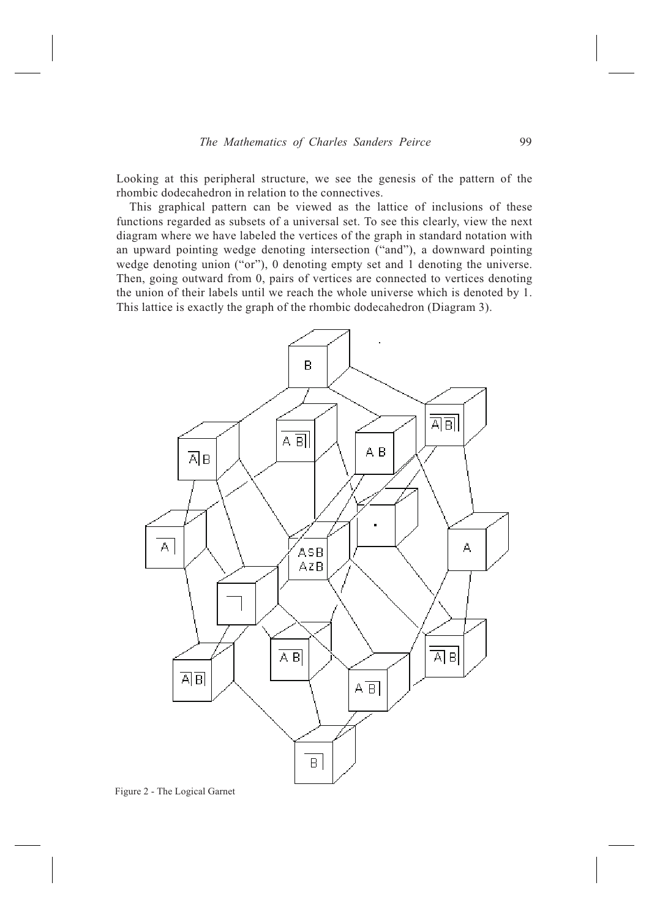Looking at this peripheral structure, we see the genesis of the pattern of the rhombic dodecahedron in relation to the connectives.

This graphical pattern can be viewed as the lattice of inclusions of these functions regarded as subsets of a universal set. To see this clearly, view the next diagram where we have labeled the vertices of the graph in standard notation with an upward pointing wedge denoting intersection ("and"), a downward pointing wedge denoting union ("or"), 0 denoting empty set and 1 denoting the universe. Then, going outward from 0, pairs of vertices are connected to vertices denoting the union of their labels until we reach the whole universe which is denoted by 1. This lattice is exactly the graph of the rhombic dodecahedron (Diagram 3).

Figure 2 - The Logical Garnet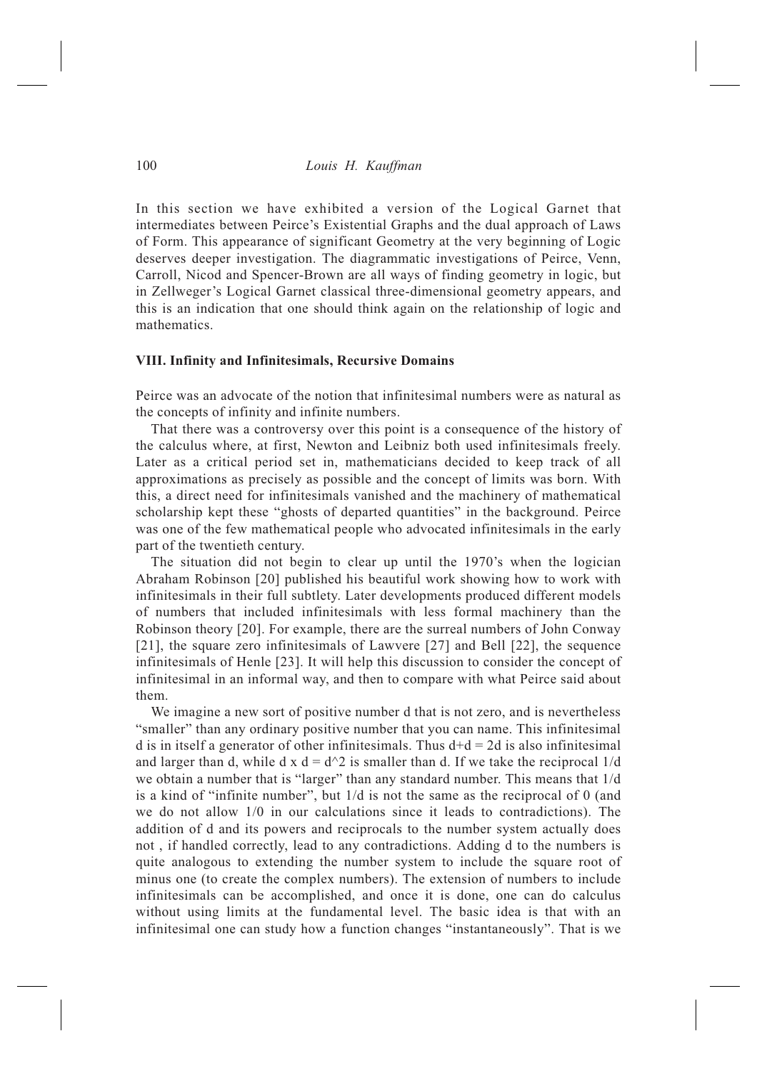In this section we have exhibited a version of the Logical Garnet that intermediates between Peirce's Existential Graphs and the dual approach of Laws of Form. This appearance of significant Geometry at the very beginning of Logic deserves deeper investigation. The diagrammatic investigations of Peirce, Venn, Carroll, Nicod and Spencer-Brown are all ways of finding geometry in logic, but in Zellweger's Logical Garnet classical three-dimensional geometry appears, and this is an indication that one should think again on the relationship of logic and mathematics.

### VIII. Infinity and Infinitesimals, Recursive Domains

Peirce was an advocate of the notion that infinitesimal numbers were as natural as the concepts of infinity and infinite numbers.

That there was a controversy over this point is a consequence of the history of the calculus where, at first, Newton and Leibniz both used infinitesimals freely. Later as a critical period set in, mathematicians decided to keep track of all approximations as precisely as possible and the concept of limits was born. With this, a direct need for infinitesimals vanished and the machinery of mathematical scholarship kept these "ghosts of departed quantities" in the background. Peirce was one of the few mathematical people who advocated infinitesimals in the early part of the twentieth century.

The situation did not begin to clear up until the 1970's when the logician Abraham Robinson [20] published his beautiful work showing how to work with infinitesimals in their full subtlety. Later developments produced different models of numbers that included infinitesimals with less formal machinery than the Robinson theory [20]. For example, there are the surreal numbers of John Conway [21], the square zero infinitesimals of Lawvere [27] and Bell [22], the sequence infinitesimals of Henle [23]. It will help this discussion to consider the concept of infinitesimal in an informal way, and then to compare with what Peirce said about them.

We imagine a new sort of positive number d that is not zero, and is nevertheless "smaller" than any ordinary positive number that you can name. This infinitesimal d is in itself a generator of other infinitesimals. Thus $d+d = 2d$ is also infinitesimal and larger than d, while $d \times d = d^2$ is smaller than d. If we take the reciprocal $1/d$ we obtain a number that is "larger" than any standard number. This means that $1/d$ is a kind of "infinite number", but $1/d$ is not the same as the reciprocal of 0 (and we do not allow $1/0$ in our calculations since it leads to contradictions). The addition of d and its powers and reciprocals to the number system actually does not , if handled correctly, lead to any contradictions. Adding d to the numbers is quite analogous to extending the number system to include the square root of minus one (to create the complex numbers). The extension of numbers to include infinitesimals can be accomplished, and once it is done, one can do calculus without using limits at the fundamental level. The basic idea is that with an infinitesimal one can study how a function changes "instantaneously". That is we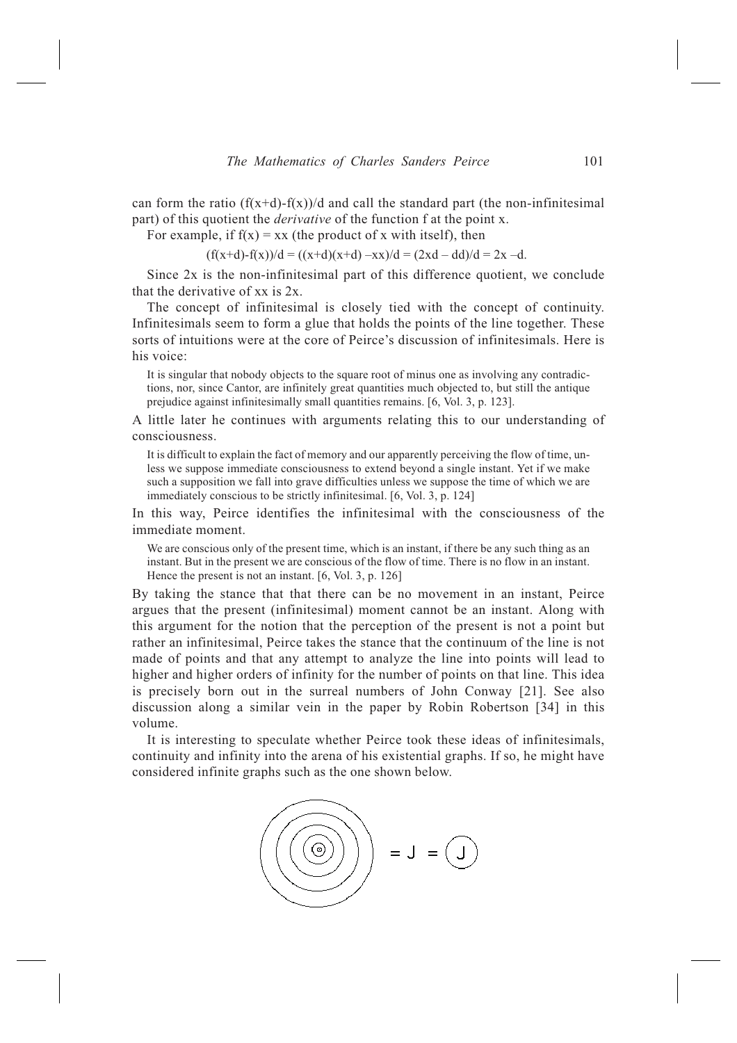can form the ratio $(f(x+d)-f(x))/d$ and call the standard part (the non-infinitesimal part) of this quotient the *derivative* of the function f at the point x.

For example, if $f(x) = xx$ (the product of x with itself), then

$$(f(x+d)-f(x))/d = ((x+d)(x+d) - xx)/d = (2xd - dd)/d = 2x - d.$$

Since 2x is the non-infinitesimal part of this difference quotient, we conclude that the derivative of xx is 2x.

The concept of infinitesimal is closely tied with the concept of continuity. Infinitesimals seem to form a glue that holds the points of the line together. These sorts of intuitions were at the core of Peirce's discussion of infinitesimals. Here is his voice:

> It is singular that nobody objects to the square root of minus one as involving any contradictions, nor, since Cantor, are infinitely great quantities much objected to, but still the antique prejudice against infinitesimally small quantities remains. [6, Vol. 3, p. 123].

A little later he continues with arguments relating this to our understanding of consciousness.

> It is difficult to explain the fact of memory and our apparently perceiving the flow of time, unless we suppose immediate consciousness to extend beyond a single instant. Yet if we make such a supposition we fall into grave difficulties unless we suppose the time of which we are immediately conscious to be strictly infinitesimal. [6, Vol. 3, p. 124]

In this way, Peirce identifies the infinitesimal with the consciousness of the immediate moment.

> We are conscious only of the present time, which is an instant, if there be any such thing as an instant. But in the present we are conscious of the flow of time. There is no flow in an instant. Hence the present is not an instant. [6, Vol. 3, p. 126]

By taking the stance that that there can be no movement in an instant, Peirce argues that the present (infinitesimal) moment cannot be an instant. Along with this argument for the notion that the perception of the present is not a point but rather an infinitesimal, Peirce takes the stance that the continuum of the line is not made of points and that any attempt to analyze the line into points will lead to higher and higher orders of infinity for the number of points on that line. This idea is precisely born out in the surreal numbers of John Conway [21]. See also discussion along a similar vein in the paper by Robin Robertson [34] in this volume.

It is interesting to speculate whether Peirce took these ideas of infinitesimals, continuity and infinity into the arena of his existential graphs. If so, he might have considered infinite graphs such as the one shown below.

= J = (J)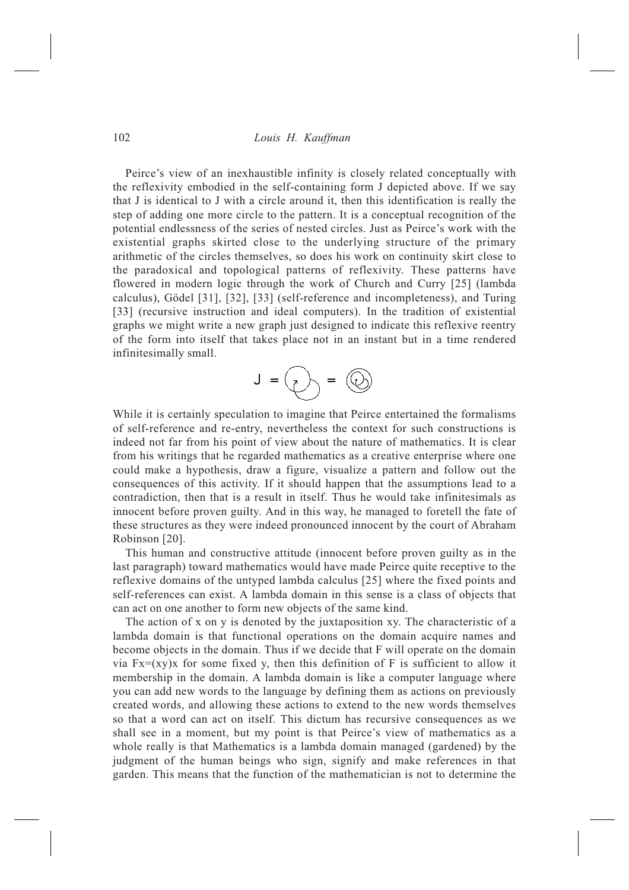Peirce's view of an inexhaustible infinity is closely related conceptually with the reflexivity embodied in the self-containing form J depicted above. If we say that J is identical to J with a circle around it, then this identification is really the step of adding one more circle to the pattern. It is a conceptual recognition of the potential endlessness of the series of nested circles. Just as Peirce's work with the existential graphs skirted close to the underlying structure of the primary arithmetic of the circles themselves, so does his work on continuity skirt close to the paradoxical and topological patterns of reflexivity. These patterns have flowered in modern logic through the work of Church and Curry [25] (lambda calculus), Gödel [31], [32], [33] (self-reference and incompleteness), and Turing [33] (recursive instruction and ideal computers). In the tradition of existential graphs we might write a new graph just designed to indicate this reflexive reentry of the form into itself that takes place not in an instant but in a time rendered infinitesimally small.

J =

While it is certainly speculation to imagine that Peirce entertained the formalisms of self-reference and re-entry, nevertheless the context for such constructions is indeed not far from his point of view about the nature of mathematics. It is clear from his writings that he regarded mathematics as a creative enterprise where one could make a hypothesis, draw a figure, visualize a pattern and follow out the consequences of this activity. If it should happen that the assumptions lead to a contradiction, then that is a result in itself. Thus he would take infinitesimals as innocent before proven guilty. And in this way, he managed to foretell the fate of these structures as they were indeed pronounced innocent by the court of Abraham Robinson [20].

This human and constructive attitude (innocent before proven guilty as in the last paragraph) toward mathematics would have made Peirce quite receptive to the reflexive domains of the untyped lambda calculus [25] where the fixed points and self-references can exist. A lambda domain in this sense is a class of objects that can act on one another to form new objects of the same kind.

The action of x on y is denoted by the juxtaposition xy. The characteristic of a lambda domain is that functional operations on the domain acquire names and become objects in the domain. Thus if we decide that F will operate on the domain via $Fx=(xy)x$ for some fixed y, then this definition of F is sufficient to allow it membership in the domain. A lambda domain is like a computer language where you can add new words to the language by defining them as actions on previously created words, and allowing these actions to extend to the new words themselves so that a word can act on itself. This dictum has recursive consequences as we shall see in a moment, but my point is that Peirce's view of mathematics as a whole really is that Mathematics is a lambda domain managed (gardened) by the judgment of the human beings who sign, signify and make references in that garden. This means that the function of the mathematician is not to determine the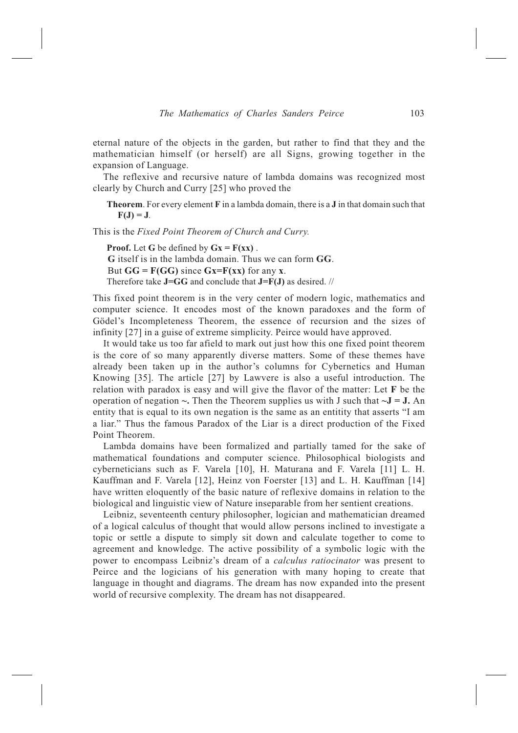eternal nature of the objects in the garden, but rather to find that they and the mathematician himself (or herself) are all Signs, growing together in the expansion of Language.

The reflexive and recursive nature of lambda domains was recognized most clearly by Church and Curry [25] who proved the

> **Theorem**. For every element **F** in a lambda domain, there is a **J** in that domain such that **F(J) = J**.

This is the *Fixed Point Theorem of Church and Curry.*

> **Proof.** Let **G** be defined by **Gx = F(xx)** .
> **G** itself is in the lambda domain. Thus we can form **GG**.
> But **GG = F(GG)** since **Gx=F(xx)** for any **x**.
> Therefore take **J=GG** and conclude that **J=F(J)** as desired. //

This fixed point theorem is in the very center of modern logic, mathematics and computer science. It encodes most of the known paradoxes and the form of Gödel's Incompleteness Theorem, the essence of recursion and the sizes of infinity [27] in a guise of extreme simplicity. Peirce would have approved.

It would take us too far afield to mark out just how this one fixed point theorem is the core of so many apparently diverse matters. Some of these themes have already been taken up in the author's columns for Cybernetics and Human Knowing [35]. The article [27] by Lawvere is also a useful introduction. The relation with paradox is easy and will give the flavor of the matter: Let **F** be the operation of negation **~.** Then the Theorem supplies us with J such that **~J = J.** An entity that is equal to its own negation is the same as an entitity that asserts "I am a liar." Thus the famous Paradox of the Liar is a direct production of the Fixed Point Theorem.

Lambda domains have been formalized and partially tamed for the sake of mathematical foundations and computer science. Philosophical biologists and cyberneticians such as F. Varela [10], H. Maturana and F. Varela [11] L. H. Kauffman and F. Varela [12], Heinz von Foerster [13] and L. H. Kauffman [14] have written eloquently of the basic nature of reflexive domains in relation to the biological and linguistic view of Nature inseparable from her sentient creations.

Leibniz, seventeenth century philosopher, logician and mathematician dreamed of a logical calculus of thought that would allow persons inclined to investigate a topic or settle a dispute to simply sit down and calculate together to come to agreement and knowledge. The active possibility of a symbolic logic with the power to encompass Leibniz's dream of a *calculus ratiocinator* was present to Peirce and the logicians of his generation with many hoping to create that language in thought and diagrams. The dream has now expanded into the present world of recursive complexity. The dream has not disappeared.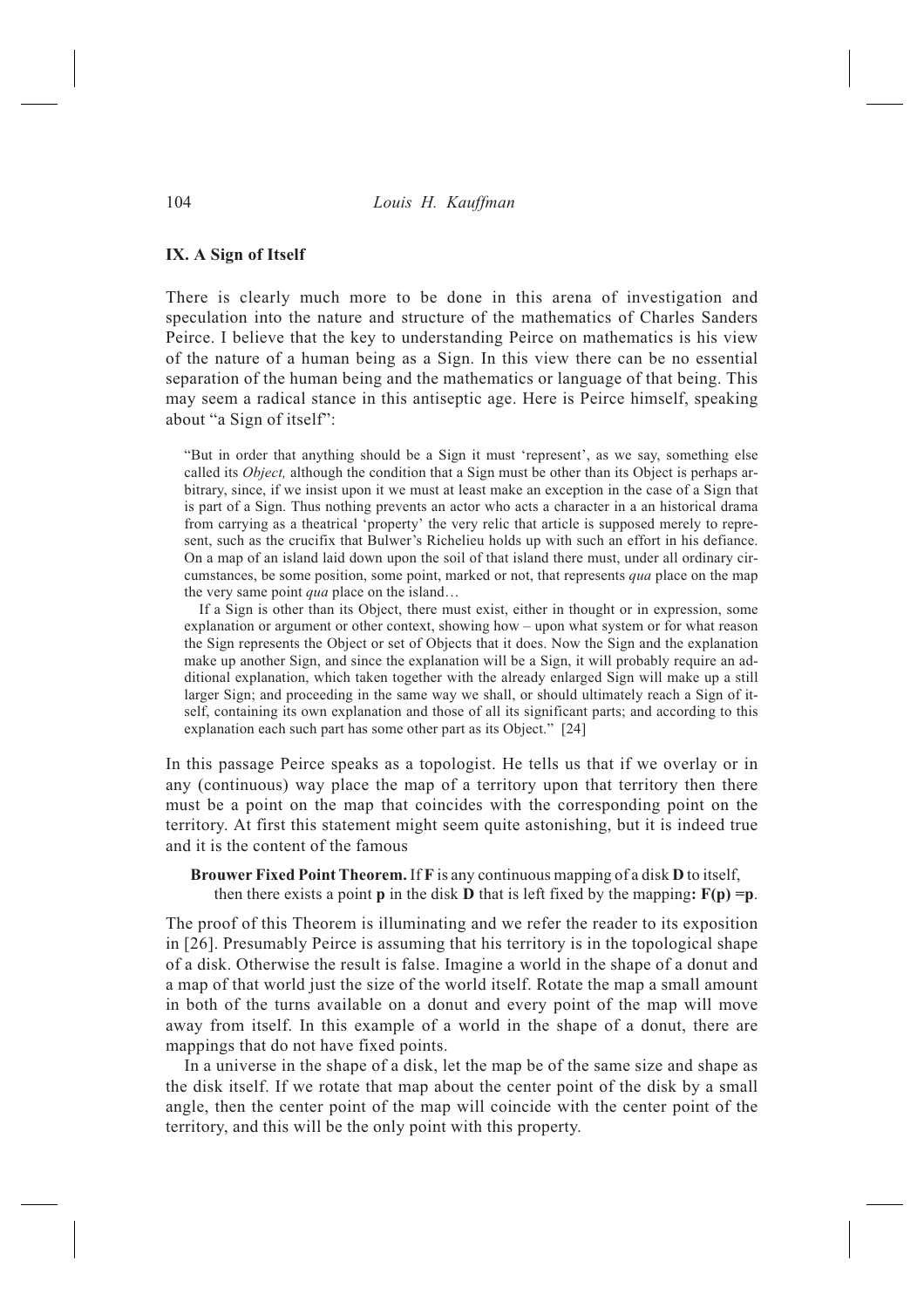## IX. A Sign of Itself

There is clearly much more to be done in this arena of investigation and speculation into the nature and structure of the mathematics of Charles Sanders Peirce. I believe that the key to understanding Peirce on mathematics is his view of the nature of a human being as a Sign. In this view there can be no essential separation of the human being and the mathematics or language of that being. This may seem a radical stance in this antiseptic age. Here is Peirce himself, speaking about "a Sign of itself":

> "But in order that anything should be a Sign it must 'represent', as we say, something else called its *Object,* although the condition that a Sign must be other than its Object is perhaps arbitrary, since, if we insist upon it we must at least make an exception in the case of a Sign that is part of a Sign. Thus nothing prevents an actor who acts a character in a an historical drama from carrying as a theatrical 'property' the very relic that article is supposed merely to represent, such as the crucifix that Bulwer's Richelieu holds up with such an effort in his defiance. On a map of an island laid down upon the soil of that island there must, under all ordinary circumstances, be some position, some point, marked or not, that represents *qua* place on the map the very same point *qua* place on the island…
>
> If a Sign is other than its Object, there must exist, either in thought or in expression, some explanation or argument or other context, showing how – upon what system or for what reason the Sign represents the Object or set of Objects that it does. Now the Sign and the explanation make up another Sign, and since the explanation will be a Sign, it will probably require an additional explanation, which taken together with the already enlarged Sign will make up a still larger Sign; and proceeding in the same way we shall, or should ultimately reach a Sign of itself, containing its own explanation and those of all its significant parts; and according to this explanation each such part has some other part as its Object." [24]

In this passage Peirce speaks as a topologist. He tells us that if we overlay or in any (continuous) way place the map of a territory upon that territory then there must be a point on the map that coincides with the corresponding point on the territory. At first this statement might seem quite astonishing, but it is indeed true and it is the content of the famous

> **Brouwer Fixed Point Theorem.** If $\mathbf{F}$ is any continuous mapping of a disk $\mathbf{D}$ to itself, then there exists a point $\mathbf{p}$ in the disk $\mathbf{D}$ that is left fixed by the mapping**:** $\mathbf{F(p) = p}$.

The proof of this Theorem is illuminating and we refer the reader to its exposition in [26]. Presumably Peirce is assuming that his territory is in the topological shape of a disk. Otherwise the result is false. Imagine a world in the shape of a donut and a map of that world just the size of the world itself. Rotate the map a small amount in both of the turns available on a donut and every point of the map will move away from itself. In this example of a world in the shape of a donut, there are mappings that do not have fixed points.

In a universe in the shape of a disk, let the map be of the same size and shape as the disk itself. If we rotate that map about the center point of the disk by a small angle, then the center point of the map will coincide with the center point of the territory, and this will be the only point with this property.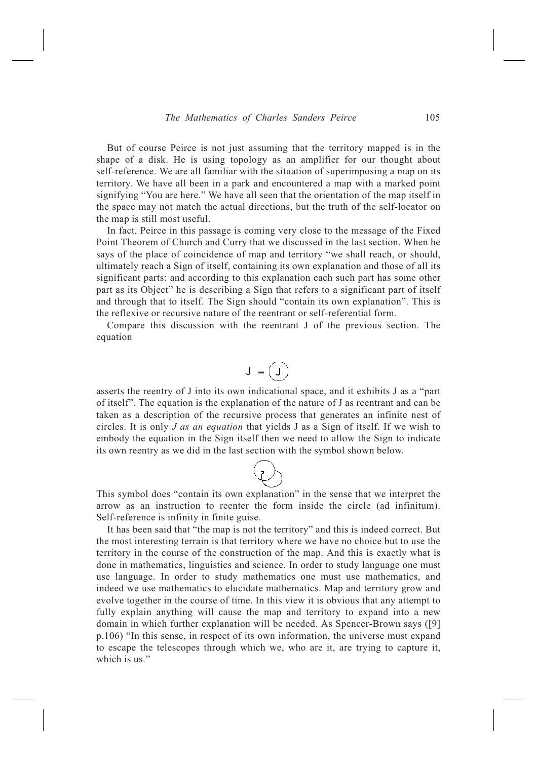But of course Peirce is not just assuming that the territory mapped is in the shape of a disk. He is using topology as an amplifier for our thought about self-reference. We are all familiar with the situation of superimposing a map on its territory. We have all been in a park and encountered a map with a marked point signifying "You are here." We have all seen that the orientation of the map itself in the space may not match the actual directions, but the truth of the self-locator on the map is still most useful.

In fact, Peirce in this passage is coming very close to the message of the Fixed Point Theorem of Church and Curry that we discussed in the last section. When he says of the place of coincidence of map and territory "we shall reach, or should, ultimately reach a Sign of itself, containing its own explanation and those of all its significant parts: and according to this explanation each such part has some other part as its Object" he is describing a Sign that refers to a significant part of itself and through that to itself. The Sign should "contain its own explanation". This is the reflexive or recursive nature of the reentrant or self-referential form.

Compare this discussion with the reentrant J of the previous section. The equation

$$J = \left(J\right)$$

asserts the reentry of J into its own indicational space, and it exhibits J as a "part of itself". The equation is the explanation of the nature of J as reentrant and can be taken as a description of the recursive process that generates an infinite nest of circles. It is only *J as an equation* that yields J as a Sign of itself. If we wish to embody the equation in the Sign itself then we need to allow the Sign to indicate its own reentry as we did in the last section with the symbol shown below.

This symbol does "contain its own explanation" in the sense that we interpret the arrow as an instruction to reenter the form inside the circle (ad infinitum). Self-reference is infinity in finite guise.

It has been said that "the map is not the territory" and this is indeed correct. But the most interesting terrain is that territory where we have no choice but to use the territory in the course of the construction of the map. And this is exactly what is done in mathematics, linguistics and science. In order to study language one must use language. In order to study mathematics one must use mathematics, and indeed we use mathematics to elucidate mathematics. Map and territory grow and evolve together in the course of time. In this view it is obvious that any attempt to fully explain anything will cause the map and territory to expand into a new domain in which further explanation will be needed. As Spencer-Brown says ([9] p.106) "In this sense, in respect of its own information, the universe must expand to escape the telescopes through which we, who are it, are trying to capture it, which is us."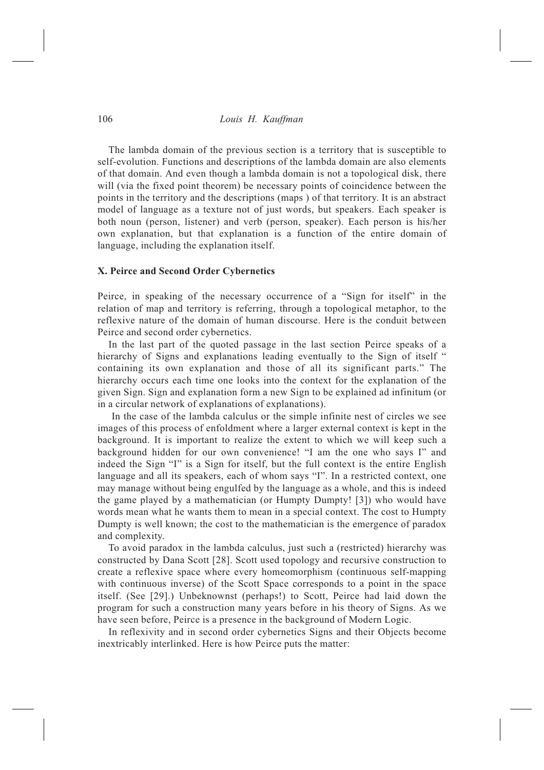The lambda domain of the previous section is a territory that is susceptible to self-evolution. Functions and descriptions of the lambda domain are also elements of that domain. And even though a lambda domain is not a topological disk, there will (via the fixed point theorem) be necessary points of coincidence between the points in the territory and the descriptions (maps ) of that territory. It is an abstract model of language as a texture not of just words, but speakers. Each speaker is both noun (person, listener) and verb (person, speaker). Each person is his/her own explanation, but that explanation is a function of the entire domain of language, including the explanation itself.

### X. Peirce and Second Order Cybernetics

Peirce, in speaking of the necessary occurrence of a "Sign for itself" in the relation of map and territory is referring, through a topological metaphor, to the reflexive nature of the domain of human discourse. Here is the conduit between Peirce and second order cybernetics.

In the last part of the quoted passage in the last section Peirce speaks of a hierarchy of Signs and explanations leading eventually to the Sign of itself " containing its own explanation and those of all its significant parts." The hierarchy occurs each time one looks into the context for the explanation of the given Sign. Sign and explanation form a new Sign to be explained ad infinitum (or in a circular network of explanations of explanations).

In the case of the lambda calculus or the simple infinite nest of circles we see images of this process of enfoldment where a larger external context is kept in the background. It is important to realize the extent to which we will keep such a background hidden for our own convenience! "I am the one who says I" and indeed the Sign "I" is a Sign for itself, but the full context is the entire English language and all its speakers, each of whom says "I". In a restricted context, one may manage without being engulfed by the language as a whole, and this is indeed the game played by a mathematician (or Humpty Dumpty! [3]) who would have words mean what he wants them to mean in a special context. The cost to Humpty Dumpty is well known; the cost to the mathematician is the emergence of paradox and complexity.

To avoid paradox in the lambda calculus, just such a (restricted) hierarchy was constructed by Dana Scott [28]. Scott used topology and recursive construction to create a reflexive space where every homeomorphism (continuous self-mapping with continuous inverse) of the Scott Space corresponds to a point in the space itself. (See [29].) Unbeknownst (perhaps!) to Scott, Peirce had laid down the program for such a construction many years before in his theory of Signs. As we have seen before, Peirce is a presence in the background of Modern Logic.

In reflexivity and in second order cybernetics Signs and their Objects become inextricably interlinked. Here is how Peirce puts the matter: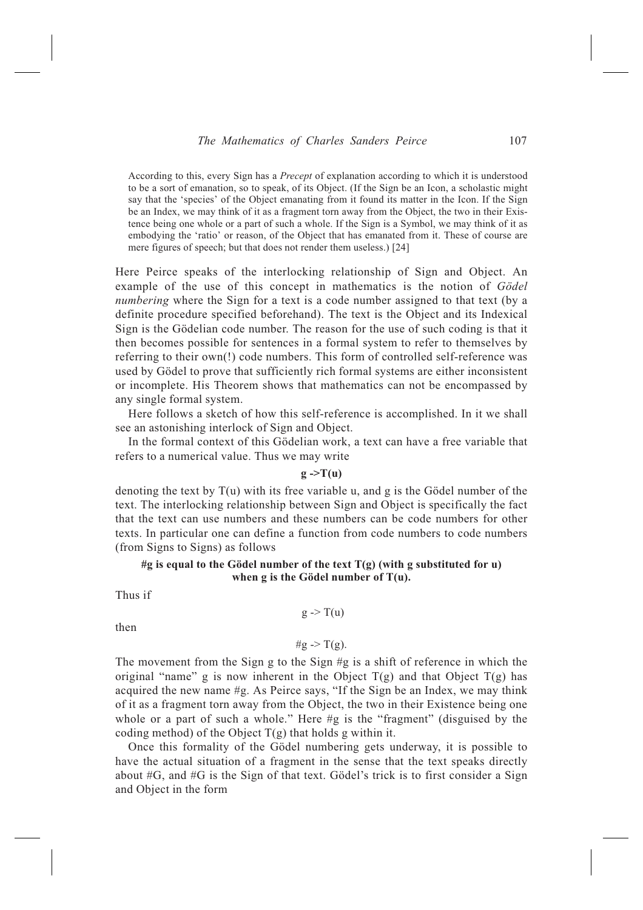> According to this, every Sign has a *Precept* of explanation according to which it is understood to be a sort of emanation, so to speak, of its Object. (If the Sign be an Icon, a scholastic might say that the 'species' of the Object emanating from it found its matter in the Icon. If the Sign be an Index, we may think of it as a fragment torn away from the Object, the two in their Existence being one whole or a part of such a whole. If the Sign is a Symbol, we may think of it as embodying the 'ratio' or reason, of the Object that has emanated from it. These of course are mere figures of speech; but that does not render them useless.) [24]

Here Peirce speaks of the interlocking relationship of Sign and Object. An example of the use of this concept in mathematics is the notion of *Gödel numbering* where the Sign for a text is a code number assigned to that text (by a definite procedure specified beforehand). The text is the Object and its Indexical Sign is the Gödelian code number. The reason for the use of such coding is that it then becomes possible for sentences in a formal system to refer to themselves by referring to their own(!) code numbers. This form of controlled self-reference was used by Gödel to prove that sufficiently rich formal systems are either inconsistent or incomplete. His Theorem shows that mathematics can not be encompassed by any single formal system.

Here follows a sketch of how this self-reference is accomplished. In it we shall see an astonishing interlock of Sign and Object.

In the formal context of this Gödelian work, a text can have a free variable that refers to a numerical value. Thus we may write

**g ->T(u)**

denoting the text by T(u) with its free variable u, and g is the Gödel number of the text. The interlocking relationship between Sign and Object is specifically the fact that the text can use numbers and these numbers can be code numbers for other texts. In particular one can define a function from code numbers to code numbers (from Signs to Signs) as follows

**#g is equal to the Gödel number of the text T(g) (with g substituted for u) when g is the Gödel number of T(u).**

Thus if

g -> T(u)

then

#g -> T(g).

The movement from the Sign g to the Sign #g is a shift of reference in which the original "name" g is now inherent in the Object T(g) and that Object T(g) has acquired the new name #g. As Peirce says, "If the Sign be an Index, we may think of it as a fragment torn away from the Object, the two in their Existence being one whole or a part of such a whole." Here #g is the "fragment" (disguised by the coding method) of the Object T(g) that holds g within it.

Once this formality of the Gödel numbering gets underway, it is possible to have the actual situation of a fragment in the sense that the text speaks directly about #G, and #G is the Sign of that text. Gödel's trick is to first consider a Sign and Object in the form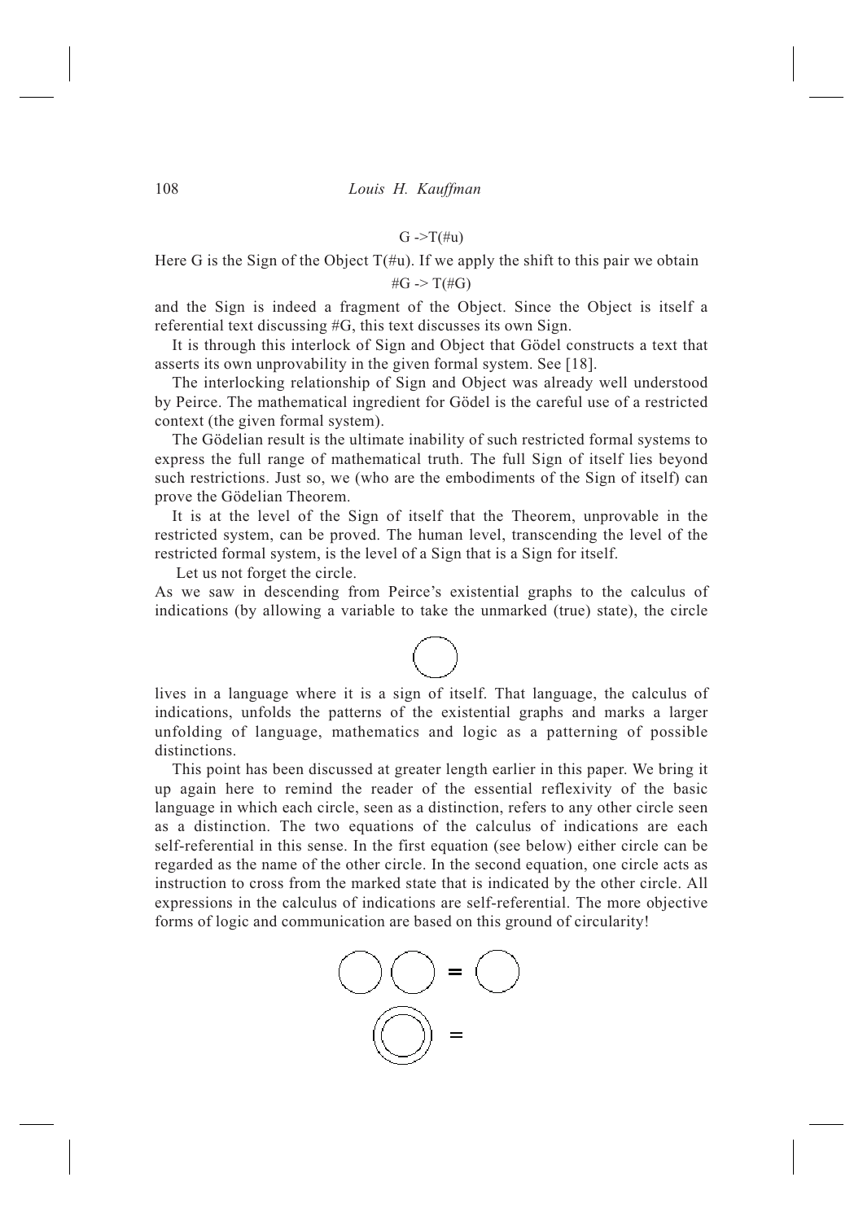G ->T(#u)

Here G is the Sign of the Object T(#u). If we apply the shift to this pair we obtain

#G -> T(#G)

and the Sign is indeed a fragment of the Object. Since the Object is itself a referential text discussing #G, this text discusses its own Sign.

It is through this interlock of Sign and Object that Gödel constructs a text that asserts its own unprovability in the given formal system. See [18].

The interlocking relationship of Sign and Object was already well understood by Peirce. The mathematical ingredient for Gödel is the careful use of a restricted context (the given formal system).

The Gödelian result is the ultimate inability of such restricted formal systems to express the full range of mathematical truth. The full Sign of itself lies beyond such restrictions. Just so, we (who are the embodiments of the Sign of itself) can prove the Gödelian Theorem.

It is at the level of the Sign of itself that the Theorem, unprovable in the restricted system, can be proved. The human level, transcending the level of the restricted formal system, is the level of a Sign that is a Sign for itself.

Let us not forget the circle.

As we saw in descending from Peirce's existential graphs to the calculus of indications (by allowing a variable to take the unmarked (true) state), the circle

lives in a language where it is a sign of itself. That language, the calculus of indications, unfolds the patterns of the existential graphs and marks a larger unfolding of language, mathematics and logic as a patterning of possible distinctions.

This point has been discussed at greater length earlier in this paper. We bring it up again here to remind the reader of the essential reflexivity of the basic language in which each circle, seen as a distinction, refers to any other circle seen as a distinction. The two equations of the calculus of indications are each self-referential in this sense. In the first equation (see below) either circle can be regarded as the name of the other circle. In the second equation, one circle acts as instruction to cross from the marked state that is indicated by the other circle. All expressions in the calculus of indications are self-referential. The more objective forms of logic and communication are based on this ground of circularity!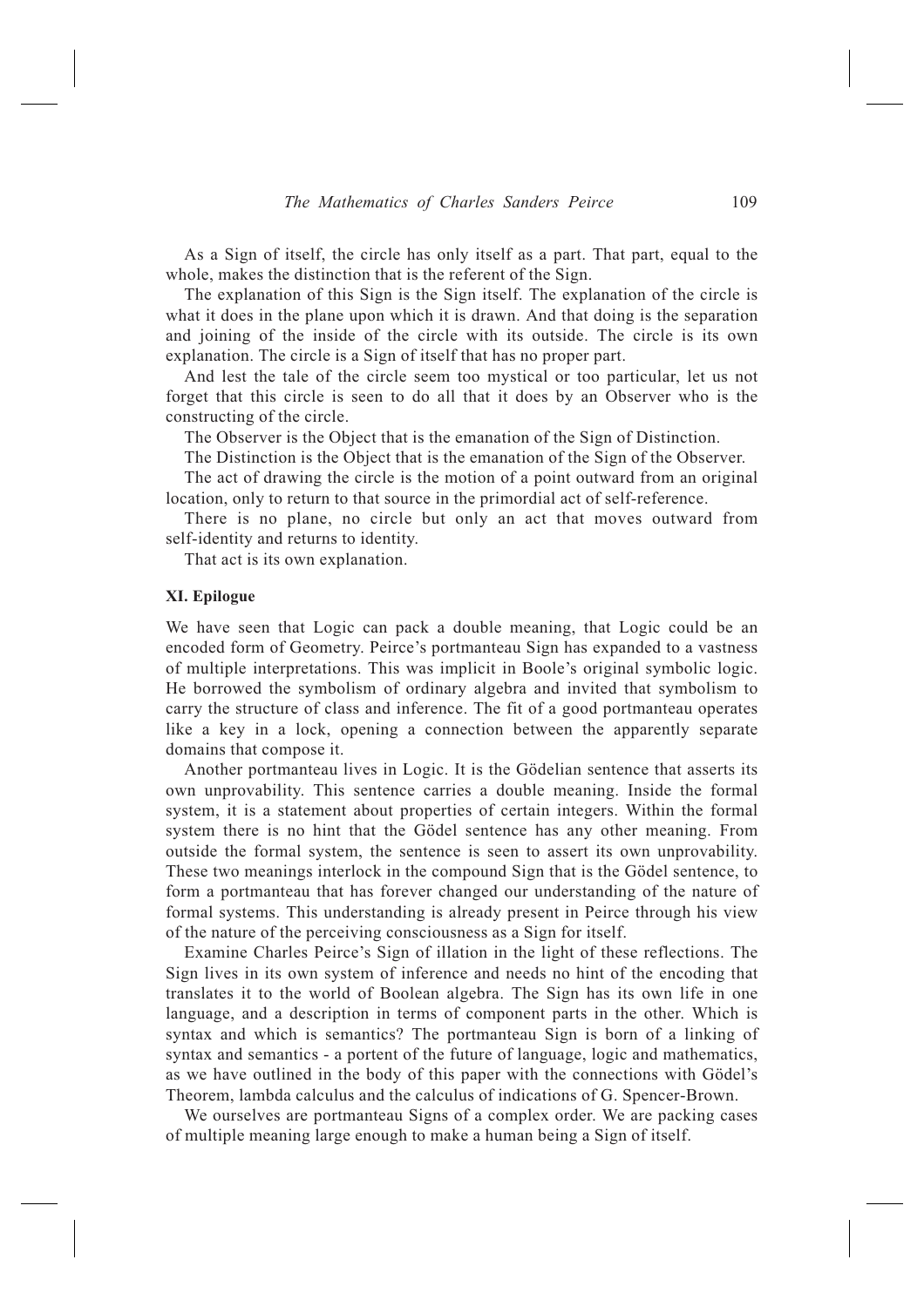As a Sign of itself, the circle has only itself as a part. That part, equal to the whole, makes the distinction that is the referent of the Sign.

The explanation of this Sign is the Sign itself. The explanation of the circle is what it does in the plane upon which it is drawn. And that doing is the separation and joining of the inside of the circle with its outside. The circle is its own explanation. The circle is a Sign of itself that has no proper part.

And lest the tale of the circle seem too mystical or too particular, let us not forget that this circle is seen to do all that it does by an Observer who is the constructing of the circle.

The Observer is the Object that is the emanation of the Sign of Distinction.

The Distinction is the Object that is the emanation of the Sign of the Observer.

The act of drawing the circle is the motion of a point outward from an original location, only to return to that source in the primordial act of self-reference.

There is no plane, no circle but only an act that moves outward from self-identity and returns to identity.

That act is its own explanation.

## XI. Epilogue

We have seen that Logic can pack a double meaning, that Logic could be an encoded form of Geometry. Peirce's portmanteau Sign has expanded to a vastness of multiple interpretations. This was implicit in Boole's original symbolic logic. He borrowed the symbolism of ordinary algebra and invited that symbolism to carry the structure of class and inference. The fit of a good portmanteau operates like a key in a lock, opening a connection between the apparently separate domains that compose it.

Another portmanteau lives in Logic. It is the Gödelian sentence that asserts its own unprovability. This sentence carries a double meaning. Inside the formal system, it is a statement about properties of certain integers. Within the formal system there is no hint that the Gödel sentence has any other meaning. From outside the formal system, the sentence is seen to assert its own unprovability. These two meanings interlock in the compound Sign that is the Gödel sentence, to form a portmanteau that has forever changed our understanding of the nature of formal systems. This understanding is already present in Peirce through his view of the nature of the perceiving consciousness as a Sign for itself.

Examine Charles Peirce's Sign of illation in the light of these reflections. The Sign lives in its own system of inference and needs no hint of the encoding that translates it to the world of Boolean algebra. The Sign has its own life in one language, and a description in terms of component parts in the other. Which is syntax and which is semantics? The portmanteau Sign is born of a linking of syntax and semantics - a portent of the future of language, logic and mathematics, as we have outlined in the body of this paper with the connections with Gödel's Theorem, lambda calculus and the calculus of indications of G. Spencer-Brown.

We ourselves are portmanteau Signs of a complex order. We are packing cases of multiple meaning large enough to make a human being a Sign of itself.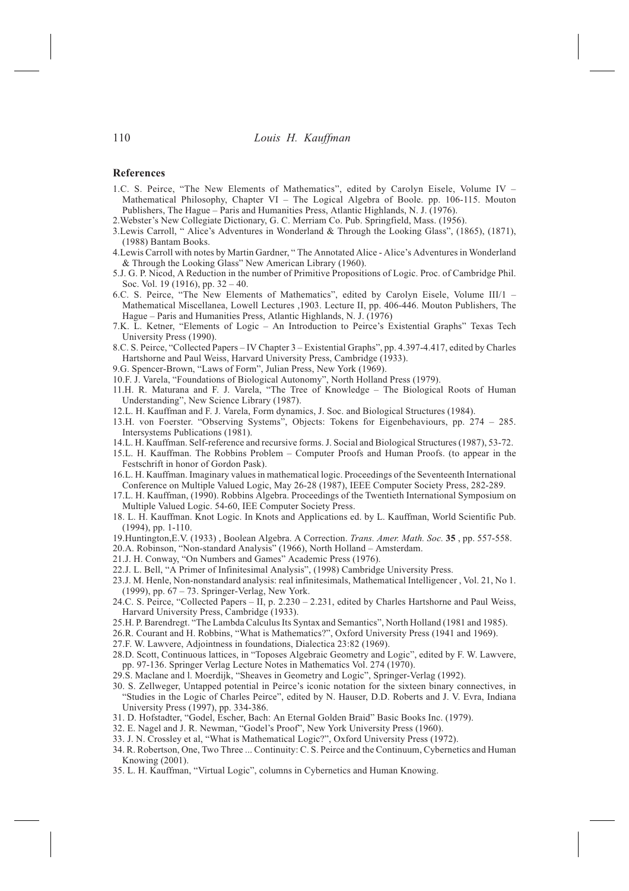## References

1. C. S. Peirce, "The New Elements of Mathematics", edited by Carolyn Eisele, Volume IV – Mathematical Philosophy, Chapter VI – The Logical Algebra of Boole. pp. 106-115. Mouton Publishers, The Hague – Paris and Humanities Press, Atlantic Highlands, N. J. (1976).
2. Webster's New Collegiate Dictionary, G. C. Merriam Co. Pub. Springfield, Mass. (1956).
3. Lewis Carroll, " Alice's Adventures in Wonderland & Through the Looking Glass", (1865), (1871), (1988) Bantam Books.
4. Lewis Carroll with notes by Martin Gardner, " The Annotated Alice - Alice's Adventures in Wonderland & Through the Looking Glass" New American Library (1960).
5. J. G. P. Nicod, A Reduction in the number of Primitive Propositions of Logic. Proc. of Cambridge Phil. Soc. Vol. 19 (1916), pp. 32 – 40.
6. C. S. Peirce, "The New Elements of Mathematics", edited by Carolyn Eisele, Volume III/1 – Mathematical Miscellanea, Lowell Lectures ,1903. Lecture II, pp. 406-446. Mouton Publishers, The Hague – Paris and Humanities Press, Atlantic Highlands, N. J. (1976)
7. K. L. Ketner, "Elements of Logic – An Introduction to Peirce's Existential Graphs" Texas Tech University Press (1990).
8. C. S. Peirce, "Collected Papers – IV Chapter 3 – Existential Graphs", pp. 4.397-4.417, edited by Charles Hartshorne and Paul Weiss, Harvard University Press, Cambridge (1933).
9. G. Spencer-Brown, "Laws of Form", Julian Press, New York (1969).
10. F. J. Varela, "Foundations of Biological Autonomy", North Holland Press (1979).
11. H. R. Maturana and F. J. Varela, "The Tree of Knowledge – The Biological Roots of Human Understanding", New Science Library (1987).
12. L. H. Kauffman and F. J. Varela, Form dynamics, J. Soc. and Biological Structures (1984).
13. H. von Foerster. "Observing Systems", Objects: Tokens for Eigenbehaviours, pp. 274 – 285. Intersystems Publications (1981).
14. L. H. Kauffman. Self-reference and recursive forms. J. Social and Biological Structures (1987), 53-72.
15. L. H. Kauffman. The Robbins Problem – Computer Proofs and Human Proofs. (to appear in the Festschrift in honor of Gordon Pask).
16. L. H. Kauffman. Imaginary values in mathematical logic. Proceedings of the Seventeenth International Conference on Multiple Valued Logic, May 26-28 (1987), IEEE Computer Society Press, 282-289.
17. L. H. Kauffman, (1990). Robbins Algebra. Proceedings of the Twentieth International Symposium on Multiple Valued Logic. 54-60, IEE Computer Society Press.
18. L. H. Kauffman. Knot Logic. In Knots and Applications ed. by L. Kauffman, World Scientific Pub. (1994), pp. 1-110.
19. Huntington,E.V. (1933) , Boolean Algebra. A Correction. *Trans. Amer. Math. Soc.* **35** , pp. 557-558.
20. A. Robinson, "Non-standard Analysis" (1966), North Holland – Amsterdam.
21. J. H. Conway, "On Numbers and Games" Academic Press (1976).
22. J. L. Bell, "A Primer of Infinitesimal Analysis", (1998) Cambridge University Press.
23. J. M. Henle, Non-nonstandard analysis: real infinitesimals, Mathematical Intelligencer , Vol. 21, No 1. (1999), pp. 67 – 73. Springer-Verlag, New York.
24. C. S. Peirce, "Collected Papers – II, p. 2.230 – 2.231, edited by Charles Hartshorne and Paul Weiss, Harvard University Press, Cambridge (1933).
25. H. P. Barendregt. "The Lambda Calculus Its Syntax and Semantics", North Holland (1981 and 1985).
26. R. Courant and H. Robbins, "What is Mathematics?", Oxford University Press (1941 and 1969).
27. F. W. Lawvere, Adjointness in foundations, Dialectica 23:82 (1969).
28. D. Scott, Continuous lattices, in "Toposes Algebraic Geometry and Logic", edited by F. W. Lawvere, pp. 97-136. Springer Verlag Lecture Notes in Mathematics Vol. 274 (1970).
29. S. Maclane and l. Moerdijk, "Sheaves in Geometry and Logic", Springer-Verlag (1992).
30. S. Zellweger, Untapped potential in Peirce's iconic notation for the sixteen binary connectives, in "Studies in the Logic of Charles Peirce", edited by N. Hauser, D.D. Roberts and J. V. Evra, Indiana University Press (1997), pp. 334-386.
31. D. Hofstadter, "Godel, Escher, Bach: An Eternal Golden Braid" Basic Books Inc. (1979).
32. E. Nagel and J. R. Newman, "Godel's Proof", New York University Press (1960).
33. J. N. Crossley et al, "What is Mathematical Logic?", Oxford University Press (1972).
34. R. Robertson, One, Two Three ... Continuity: C. S. Peirce and the Continuum, Cybernetics and Human Knowing (2001).
35. L. H. Kauffman, "Virtual Logic", columns in Cybernetics and Human Knowing.